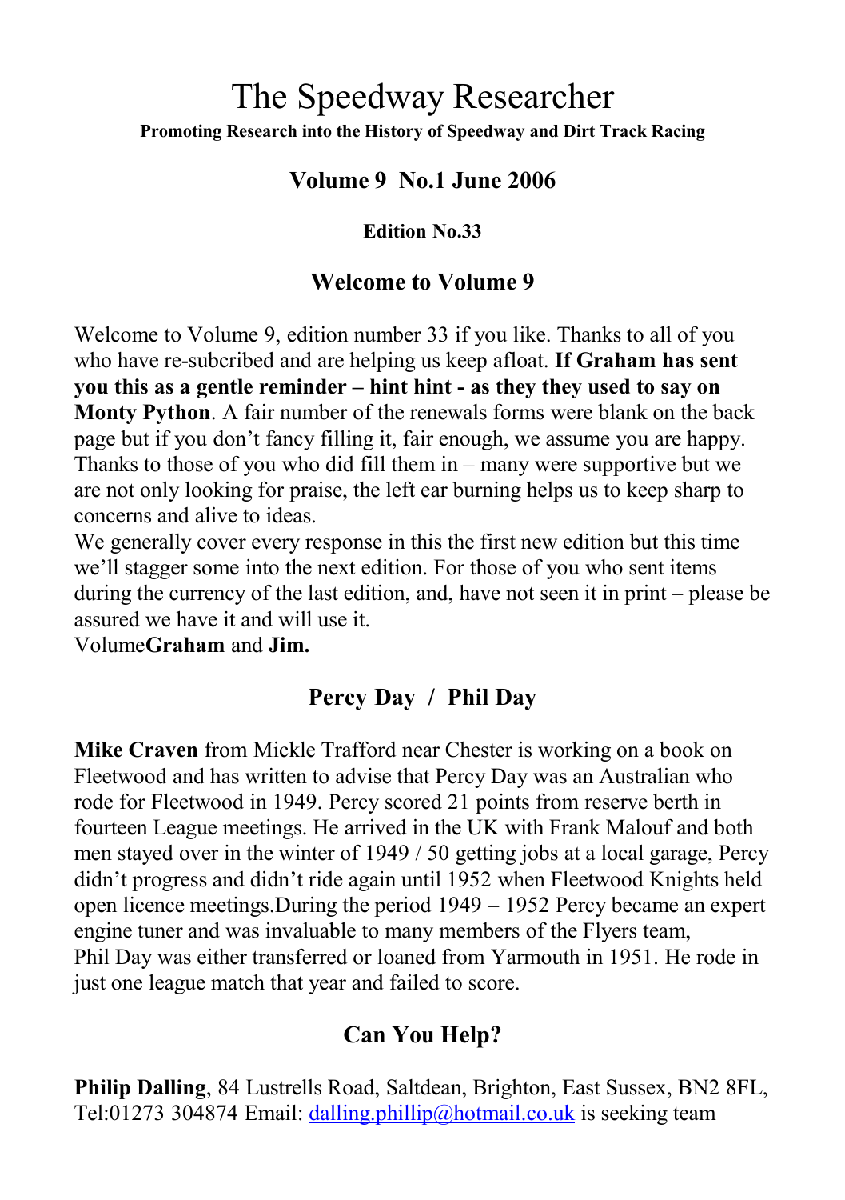# The Speedway Researcher

**Promoting Research into the History of Speedway and Dirt Track Racing**

### Volume 9 No.1 June 2006

**Edition No.33**

## Welcome to Volume 9

Welcome to Volume 9, edition number 33 if you like. Thanks to all of you who have re-subcribed and are helping us keep afloat. **If Graham has sent you this as a gentle reminder – hint hint - as they they used to say on Monty Python**. A fair number of the renewals forms were blank on the back page but if you don't fancy filling it, fair enough, we assume you are happy. Thanks to those of you who did fill them in – many were supportive but we are not only looking for praise, the left ear burning helps us to keep sharp to concerns and alive to ideas.
We generally cover every response in this the first new edition but this time we'll stagger some into the next edition. For those of you who sent items during the currency of the last edition, and, have not seen it in print – please be assured we have it and will use it.
Volume**Graham** and **Jim.**

## Percy Day / Phil Day

**Mike Craven** from Mickle Trafford near Chester is working on a book on Fleetwood and has written to advise that Percy Day was an Australian who rode for Fleetwood in 1949. Percy scored 21 points from reserve berth in fourteen League meetings. He arrived in the UK with Frank Malouf and both men stayed over in the winter of 1949 / 50 getting jobs at a local garage, Percy didn't progress and didn't ride again until 1952 when Fleetwood Knights held open licence meetings.During the period 1949 – 1952 Percy became an expert engine tuner and was invaluable to many members of the Flyers team,
Phil Day was either transferred or loaned from Yarmouth in 1951. He rode in just one league match that year and failed to score.

## Can You Help?

**Philip Dalling**, 84 Lustrells Road, Saltdean, Brighton, East Sussex, BN2 8FL, Tel:01273 304874 Email: dalling.phillip@hotmail.co.uk is seeking team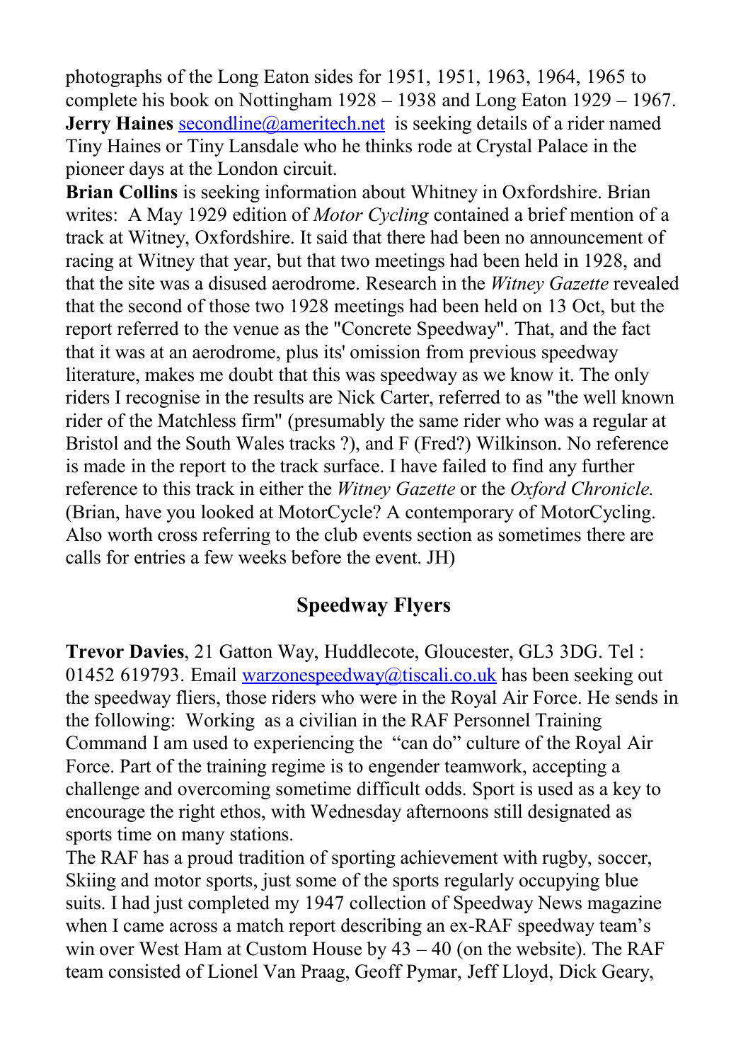photographs of the Long Eaton sides for 1951, 1951, 1963, 1964, 1965 to complete his book on Nottingham 1928 – 1938 and Long Eaton 1929 – 1967.

**Jerry Haines** secondline@ameritech.net is seeking details of a rider named Tiny Haines or Tiny Lansdale who he thinks rode at Crystal Palace in the pioneer days at the London circuit.

**Brian Collins** is seeking information about Whitney in Oxfordshire. Brian writes: A May 1929 edition of *Motor Cycling* contained a brief mention of a track at Witney, Oxfordshire. It said that there had been no announcement of racing at Witney that year, but that two meetings had been held in 1928, and that the site was a disused aerodrome. Research in the *Witney Gazette* revealed that the second of those two 1928 meetings had been held on 13 Oct, but the report referred to the venue as the "Concrete Speedway". That, and the fact that it was at an aerodrome, plus its' omission from previous speedway literature, makes me doubt that this was speedway as we know it. The only riders I recognise in the results are Nick Carter, referred to as "the well known rider of the Matchless firm" (presumably the same rider who was a regular at Bristol and the South Wales tracks ?), and F (Fred?) Wilkinson. No reference is made in the report to the track surface. I have failed to find any further reference to this track in either the *Witney Gazette* or the *Oxford Chronicle.* (Brian, have you looked at MotorCycle? A contemporary of MotorCycling. Also worth cross referring to the club events section as sometimes there are calls for entries a few weeks before the event. JH)

## Speedway Flyers

**Trevor Davies**, 21 Gatton Way, Huddlecote, Gloucester, GL3 3DG. Tel : 01452 619793. Email warzonespeedway@tiscali.co.uk has been seeking out the speedway fliers, those riders who were in the Royal Air Force. He sends in the following: Working as a civilian in the RAF Personnel Training Command I am used to experiencing the "can do" culture of the Royal Air Force. Part of the training regime is to engender teamwork, accepting a challenge and overcoming sometime difficult odds. Sport is used as a key to encourage the right ethos, with Wednesday afternoons still designated as sports time on many stations.

The RAF has a proud tradition of sporting achievement with rugby, soccer, Skiing and motor sports, just some of the sports regularly occupying blue suits. I had just completed my 1947 collection of Speedway News magazine when I came across a match report describing an ex-RAF speedway team's win over West Ham at Custom House by 43 – 40 (on the website). The RAF team consisted of Lionel Van Praag, Geoff Pymar, Jeff Lloyd, Dick Geary,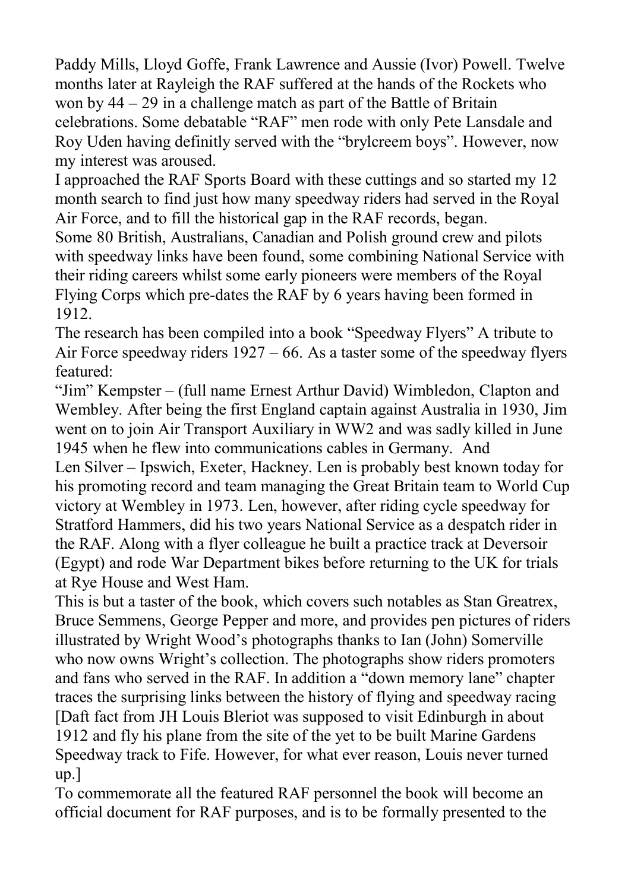Paddy Mills, Lloyd Goffe, Frank Lawrence and Aussie (Ivor) Powell. Twelve months later at Rayleigh the RAF suffered at the hands of the Rockets who won by 44 – 29 in a challenge match as part of the Battle of Britain celebrations. Some debatable "RAF" men rode with only Pete Lansdale and Roy Uden having definitly served with the "brylcreem boys". However, now my interest was aroused.

I approached the RAF Sports Board with these cuttings and so started my 12 month search to find just how many speedway riders had served in the Royal Air Force, and to fill the historical gap in the RAF records, began.

Some 80 British, Australians, Canadian and Polish ground crew and pilots with speedway links have been found, some combining National Service with their riding careers whilst some early pioneers were members of the Royal Flying Corps which pre-dates the RAF by 6 years having been formed in 1912.

The research has been compiled into a book "Speedway Flyers" A tribute to Air Force speedway riders 1927 – 66. As a taster some of the speedway flyers featured:

"Jim" Kempster – (full name Ernest Arthur David) Wimbledon, Clapton and Wembley. After being the first England captain against Australia in 1930, Jim went on to join Air Transport Auxiliary in WW2 and was sadly killed in June 1945 when he flew into communications cables in Germany. And

Len Silver – Ipswich, Exeter, Hackney. Len is probably best known today for his promoting record and team managing the Great Britain team to World Cup victory at Wembley in 1973. Len, however, after riding cycle speedway for Stratford Hammers, did his two years National Service as a despatch rider in the RAF. Along with a flyer colleague he built a practice track at Deversoir (Egypt) and rode War Department bikes before returning to the UK for trials at Rye House and West Ham.

This is but a taster of the book, which covers such notables as Stan Greatrex, Bruce Semmens, George Pepper and more, and provides pen pictures of riders illustrated by Wright Wood's photographs thanks to Ian (John) Somerville who now owns Wright's collection. The photographs show riders promoters and fans who served in the RAF. In addition a "down memory lane" chapter traces the surprising links between the history of flying and speedway racing [Daft fact from JH Louis Bleriot was supposed to visit Edinburgh in about 1912 and fly his plane from the site of the yet to be built Marine Gardens Speedway track to Fife. However, for what ever reason, Louis never turned up.]

To commemorate all the featured RAF personnel the book will become an official document for RAF purposes, and is to be formally presented to the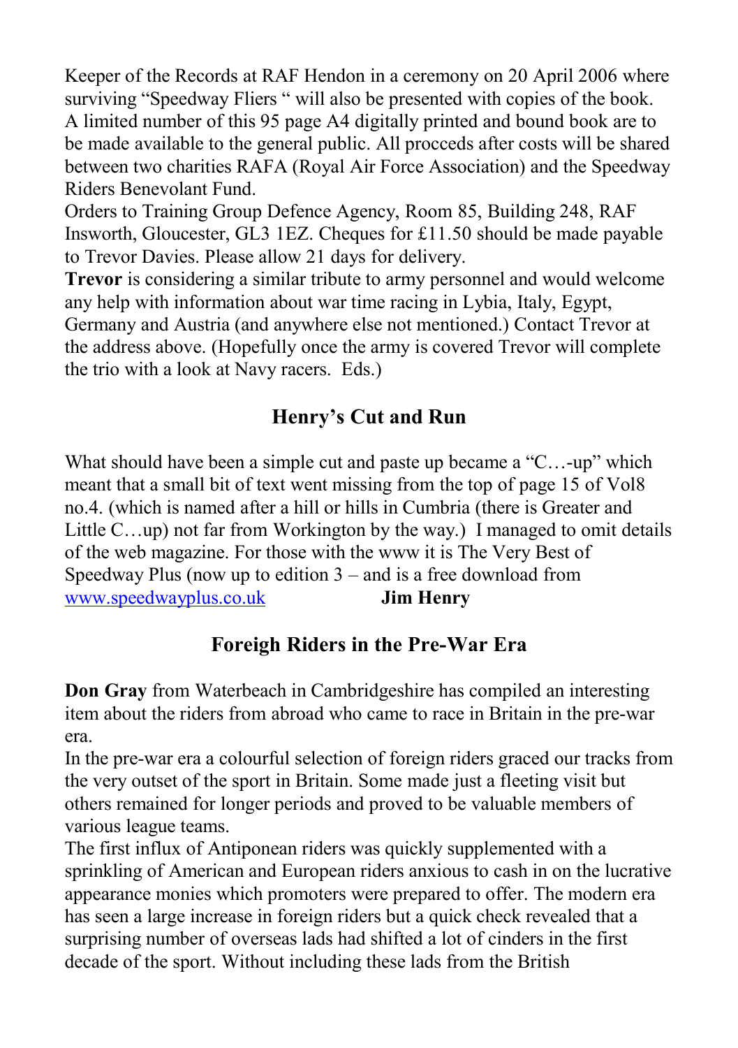Keeper of the Records at RAF Hendon in a ceremony on 20 April 2006 where surviving "Speedway Fliers " will also be presented with copies of the book. A limited number of this 95 page A4 digitally printed and bound book are to be made available to the general public. All procceds after costs will be shared between two charities RAFA (Royal Air Force Association) and the Speedway Riders Benevolant Fund.

Orders to Training Group Defence Agency, Room 85, Building 248, RAF Insworth, Gloucester, GL3 1EZ. Cheques for £11.50 should be made payable to Trevor Davies. Please allow 21 days for delivery.

**Trevor** is considering a similar tribute to army personnel and would welcome any help with information about war time racing in Lybia, Italy, Egypt, Germany and Austria (and anywhere else not mentioned.) Contact Trevor at the address above. (Hopefully once the army is covered Trevor will complete the trio with a look at Navy racers. Eds.)

## Henry's Cut and Run

What should have been a simple cut and paste up became a "C…-up" which meant that a small bit of text went missing from the top of page 15 of Vol8 no.4. (which is named after a hill or hills in Cumbria (there is Greater and Little C…up) not far from Workington by the way.) I managed to omit details of the web magazine. For those with the www it is The Very Best of Speedway Plus (now up to edition 3 – and is a free download from www.speedwayplus.co.uk **Jim Henry**

## Foreigh Riders in the Pre-War Era

**Don Gray** from Waterbeach in Cambridgeshire has compiled an interesting item about the riders from abroad who came to race in Britain in the pre-war era.

In the pre-war era a colourful selection of foreign riders graced our tracks from the very outset of the sport in Britain. Some made just a fleeting visit but others remained for longer periods and proved to be valuable members of various league teams.

The first influx of Antiponean riders was quickly supplemented with a sprinkling of American and European riders anxious to cash in on the lucrative appearance monies which promoters were prepared to offer. The modern era has seen a large increase in foreign riders but a quick check revealed that a surprising number of overseas lads had shifted a lot of cinders in the first decade of the sport. Without including these lads from the British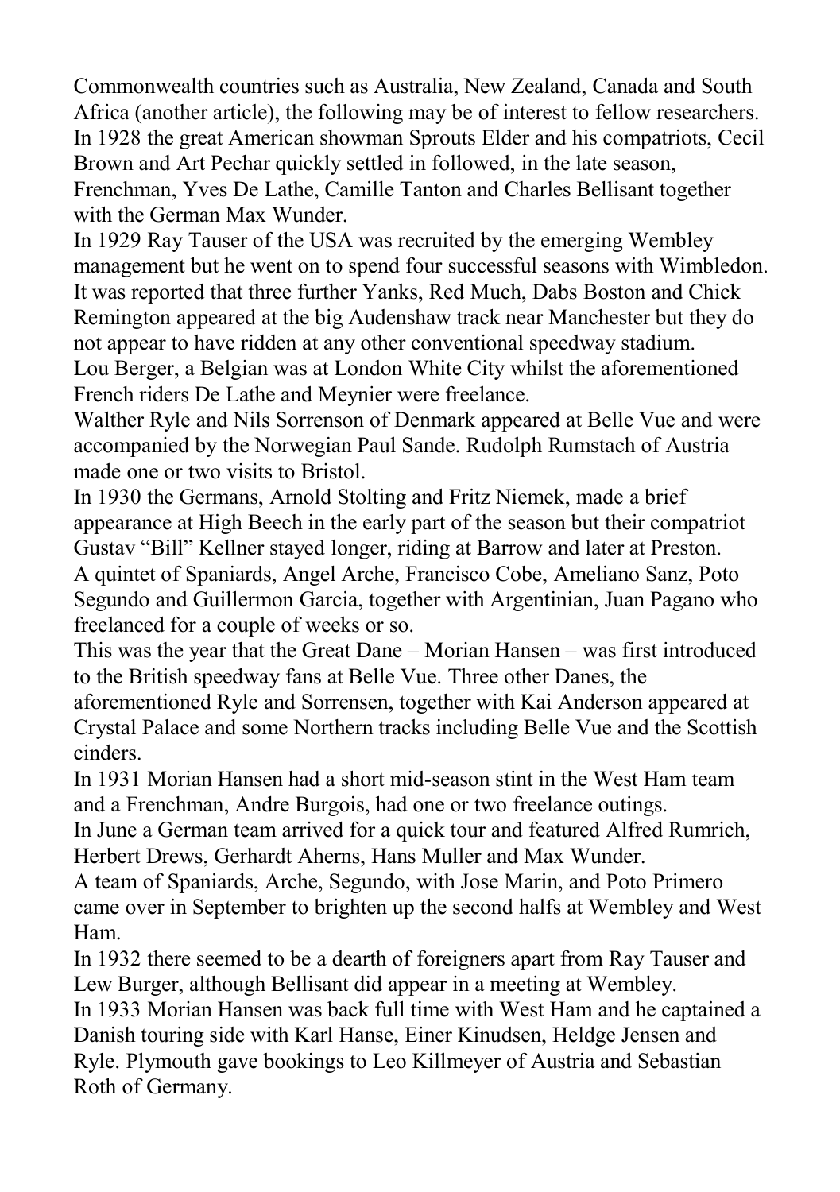Commonwealth countries such as Australia, New Zealand, Canada and South Africa (another article), the following may be of interest to fellow researchers.

In 1928 the great American showman Sprouts Elder and his compatriots, Cecil Brown and Art Pechar quickly settled in followed, in the late season, Frenchman, Yves De Lathe, Camille Tanton and Charles Bellisant together with the German Max Wunder.

In 1929 Ray Tauser of the USA was recruited by the emerging Wembley management but he went on to spend four successful seasons with Wimbledon. It was reported that three further Yanks, Red Much, Dabs Boston and Chick Remington appeared at the big Audenshaw track near Manchester but they do not appear to have ridden at any other conventional speedway stadium.

Lou Berger, a Belgian was at London White City whilst the aforementioned French riders De Lathe and Meynier were freelance.

Walther Ryle and Nils Sorrenson of Denmark appeared at Belle Vue and were accompanied by the Norwegian Paul Sande. Rudolph Rumstach of Austria made one or two visits to Bristol.

In 1930 the Germans, Arnold Stolting and Fritz Niemek, made a brief appearance at High Beech in the early part of the season but their compatriot Gustav "Bill" Kellner stayed longer, riding at Barrow and later at Preston.

A quintet of Spaniards, Angel Arche, Francisco Cobe, Ameliano Sanz, Poto Segundo and Guillermon Garcia, together with Argentinian, Juan Pagano who freelanced for a couple of weeks or so.

This was the year that the Great Dane – Morian Hansen – was first introduced to the British speedway fans at Belle Vue. Three other Danes, the aforementioned Ryle and Sorrensen, together with Kai Anderson appeared at Crystal Palace and some Northern tracks including Belle Vue and the Scottish cinders.

In 1931 Morian Hansen had a short mid-season stint in the West Ham team and a Frenchman, Andre Burgois, had one or two freelance outings.

In June a German team arrived for a quick tour and featured Alfred Rumrich, Herbert Drews, Gerhardt Aherns, Hans Muller and Max Wunder.

A team of Spaniards, Arche, Segundo, with Jose Marin, and Poto Primero came over in September to brighten up the second halfs at Wembley and West Ham.

In 1932 there seemed to be a dearth of foreigners apart from Ray Tauser and Lew Burger, although Bellisant did appear in a meeting at Wembley.

In 1933 Morian Hansen was back full time with West Ham and he captained a Danish touring side with Karl Hanse, Einer Kinudsen, Heldge Jensen and Ryle. Plymouth gave bookings to Leo Killmeyer of Austria and Sebastian Roth of Germany.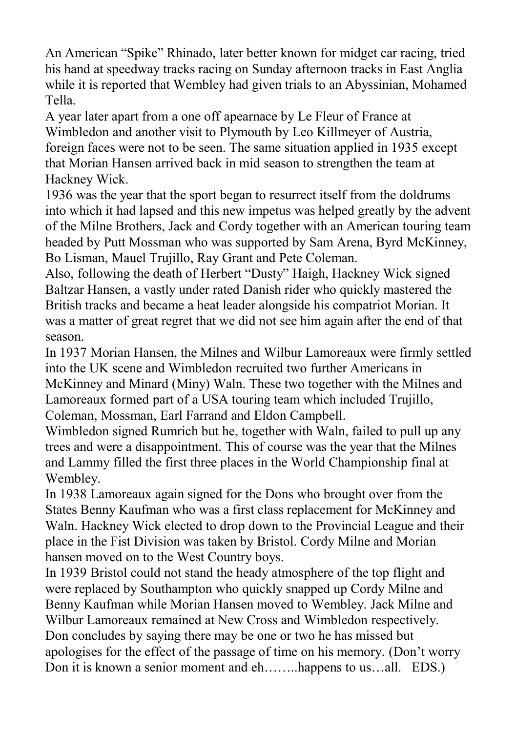An American “Spike” Rhinado, later better known for midget car racing, tried his hand at speedway tracks racing on Sunday afternoon tracks in East Anglia while it is reported that Wembley had given trials to an Abyssinian, Mohamed Tella.

A year later apart from a one off apearnace by Le Fleur of France at Wimbledon and another visit to Plymouth by Leo Killmeyer of Austria, foreign faces were not to be seen. The same situation applied in 1935 except that Morian Hansen arrived back in mid season to strengthen the team at Hackney Wick.

1936 was the year that the sport began to resurrect itself from the doldrums into which it had lapsed and this new impetus was helped greatly by the advent of the Milne Brothers, Jack and Cordy together with an American touring team headed by Putt Mossman who was supported by Sam Arena, Byrd McKinney, Bo Lisman, Mauel Trujillo, Ray Grant and Pete Coleman.

Also, following the death of Herbert “Dusty” Haigh, Hackney Wick signed Baltzar Hansen, a vastly under rated Danish rider who quickly mastered the British tracks and became a heat leader alongside his compatriot Morian. It was a matter of great regret that we did not see him again after the end of that season.

In 1937 Morian Hansen, the Milnes and Wilbur Lamoreaux were firmly settled into the UK scene and Wimbledon recruited two further Americans in McKinney and Minard (Miny) Waln. These two together with the Milnes and Lamoreaux formed part of a USA touring team which included Trujillo, Coleman, Mossman, Earl Farrand and Eldon Campbell.

Wimbledon signed Rumrich but he, together with Waln, failed to pull up any trees and were a disappointment. This of course was the year that the Milnes and Lammy filled the first three places in the World Championship final at Wembley.

In 1938 Lamoreaux again signed for the Dons who brought over from the States Benny Kaufman who was a first class replacement for McKinney and Waln. Hackney Wick elected to drop down to the Provincial League and their place in the Fist Division was taken by Bristol. Cordy Milne and Morian hansen moved on to the West Country boys.

In 1939 Bristol could not stand the heady atmosphere of the top flight and were replaced by Southampton who quickly snapped up Cordy Milne and Benny Kaufman while Morian Hansen moved to Wembley. Jack Milne and Wilbur Lamoreaux remained at New Cross and Wimbledon respectively.

Don concludes by saying there may be one or two he has missed but apologises for the effect of the passage of time on his memory. (Don’t worry Don it is known a senior moment and eh……..happens to us…all. EDS.)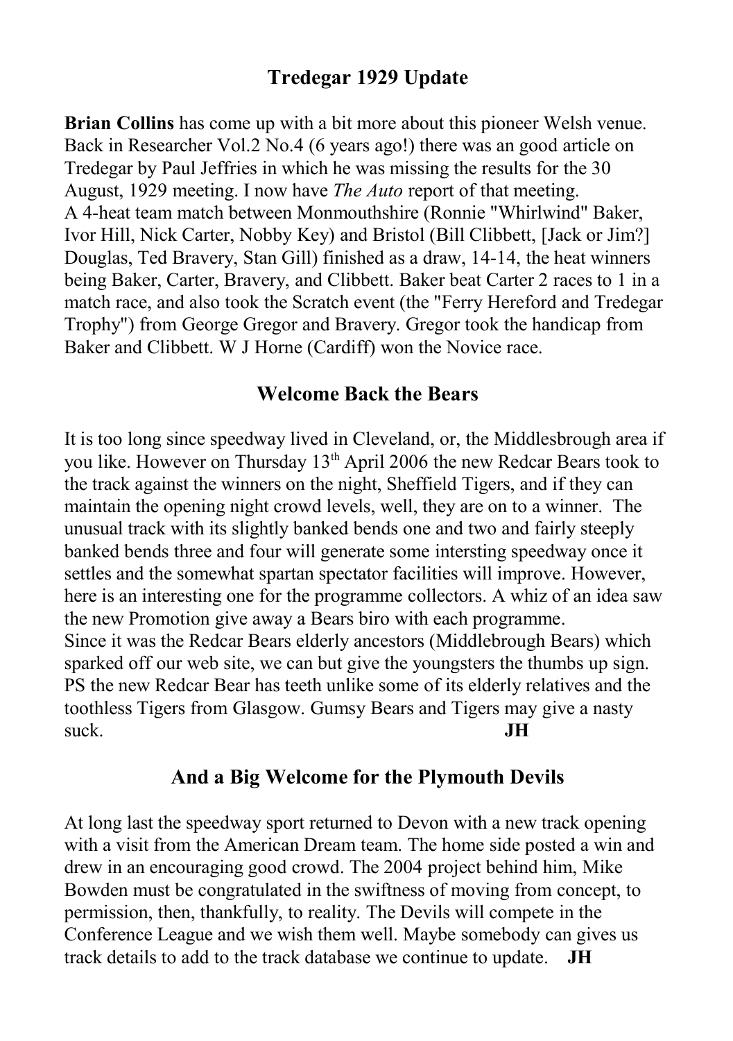## Tredegar 1929 Update

**Brian Collins** has come up with a bit more about this pioneer Welsh venue. Back in Researcher Vol.2 No.4 (6 years ago!) there was an good article on Tredegar by Paul Jeffries in which he was missing the results for the 30 August, 1929 meeting. I now have *The Auto* report of that meeting.
A 4-heat team match between Monmouthshire (Ronnie "Whirlwind" Baker, Ivor Hill, Nick Carter, Nobby Key) and Bristol (Bill Clibbett, [Jack or Jim?] Douglas, Ted Bravery, Stan Gill) finished as a draw, 14-14, the heat winners being Baker, Carter, Bravery, and Clibbett. Baker beat Carter 2 races to 1 in a match race, and also took the Scratch event (the "Ferry Hereford and Tredegar Trophy") from George Gregor and Bravery. Gregor took the handicap from Baker and Clibbett. W J Horne (Cardiff) won the Novice race.

## Welcome Back the Bears

It is too long since speedway lived in Cleveland, or, the Middlesbrough area if you like. However on Thursday 13th April 2006 the new Redcar Bears took to the track against the winners on the night, Sheffield Tigers, and if they can maintain the opening night crowd levels, well, they are on to a winner. The unusual track with its slightly banked bends one and two and fairly steeply banked bends three and four will generate some intersting speedway once it settles and the somewhat spartan spectator facilities will improve. However, here is an interesting one for the programme collectors. A whiz of an idea saw the new Promotion give away a Bears biro with each programme.
Since it was the Redcar Bears elderly ancestors (Middlebrough Bears) which sparked off our web site, we can but give the youngsters the thumbs up sign.
PS the new Redcar Bear has teeth unlike some of its elderly relatives and the toothless Tigers from Glasgow. Gumsy Bears and Tigers may give a nasty suck. **JH**

## And a Big Welcome for the Plymouth Devils

At long last the speedway sport returned to Devon with a new track opening with a visit from the American Dream team. The home side posted a win and drew in an encouraging good crowd. The 2004 project behind him, Mike Bowden must be congratulated in the swiftness of moving from concept, to permission, then, thankfully, to reality. The Devils will compete in the Conference League and we wish them well. Maybe somebody can gives us track details to add to the track database we continue to update. **JH**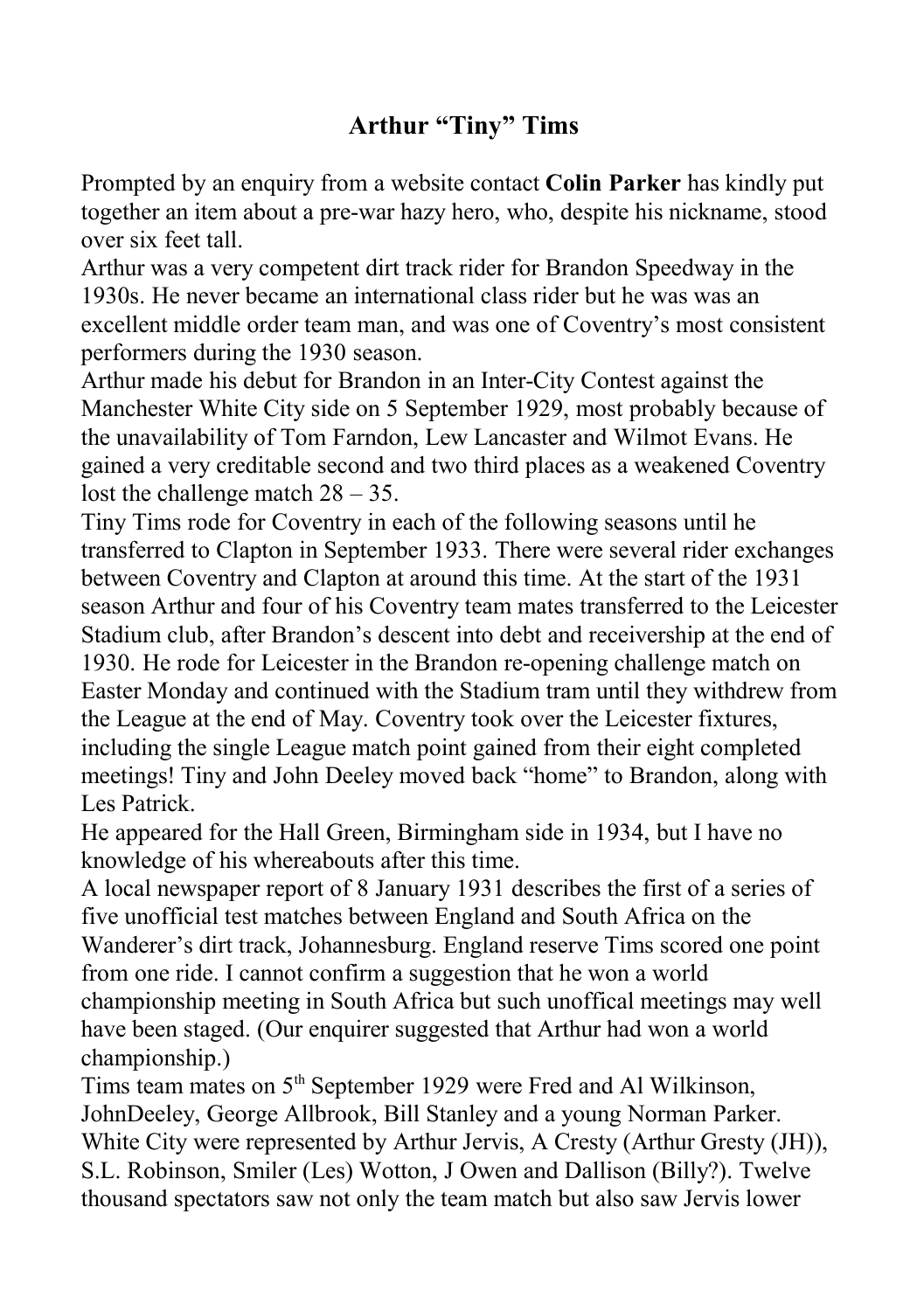## Arthur "Tiny" Tims

Prompted by an enquiry from a website contact **Colin Parker** has kindly put together an item about a pre-war hazy hero, who, despite his nickname, stood over six feet tall.

Arthur was a very competent dirt track rider for Brandon Speedway in the 1930s. He never became an international class rider but he was was an excellent middle order team man, and was one of Coventry's most consistent performers during the 1930 season.

Arthur made his debut for Brandon in an Inter-City Contest against the Manchester White City side on 5 September 1929, most probably because of the unavailability of Tom Farndon, Lew Lancaster and Wilmot Evans. He gained a very creditable second and two third places as a weakened Coventry lost the challenge match 28 – 35.

Tiny Tims rode for Coventry in each of the following seasons until he transferred to Clapton in September 1933. There were several rider exchanges between Coventry and Clapton at around this time. At the start of the 1931 season Arthur and four of his Coventry team mates transferred to the Leicester Stadium club, after Brandon's descent into debt and receivership at the end of 1930. He rode for Leicester in the Brandon re-opening challenge match on Easter Monday and continued with the Stadium tram until they withdrew from the League at the end of May. Coventry took over the Leicester fixtures, including the single League match point gained from their eight completed meetings! Tiny and John Deeley moved back "home" to Brandon, along with Les Patrick.

He appeared for the Hall Green, Birmingham side in 1934, but I have no knowledge of his whereabouts after this time.

A local newspaper report of 8 January 1931 describes the first of a series of five unofficial test matches between England and South Africa on the Wanderer's dirt track, Johannesburg. England reserve Tims scored one point from one ride. I cannot confirm a suggestion that he won a world championship meeting in South Africa but such unoffical meetings may well have been staged. (Our enquirer suggested that Arthur had won a world championship.)

Tims team mates on 5th September 1929 were Fred and Al Wilkinson, JohnDeeley, George Allbrook, Bill Stanley and a young Norman Parker. White City were represented by Arthur Jervis, A Cresty (Arthur Gresty (JH)), S.L. Robinson, Smiler (Les) Wotton, J Owen and Dallison (Billy?). Twelve thousand spectators saw not only the team match but also saw Jervis lower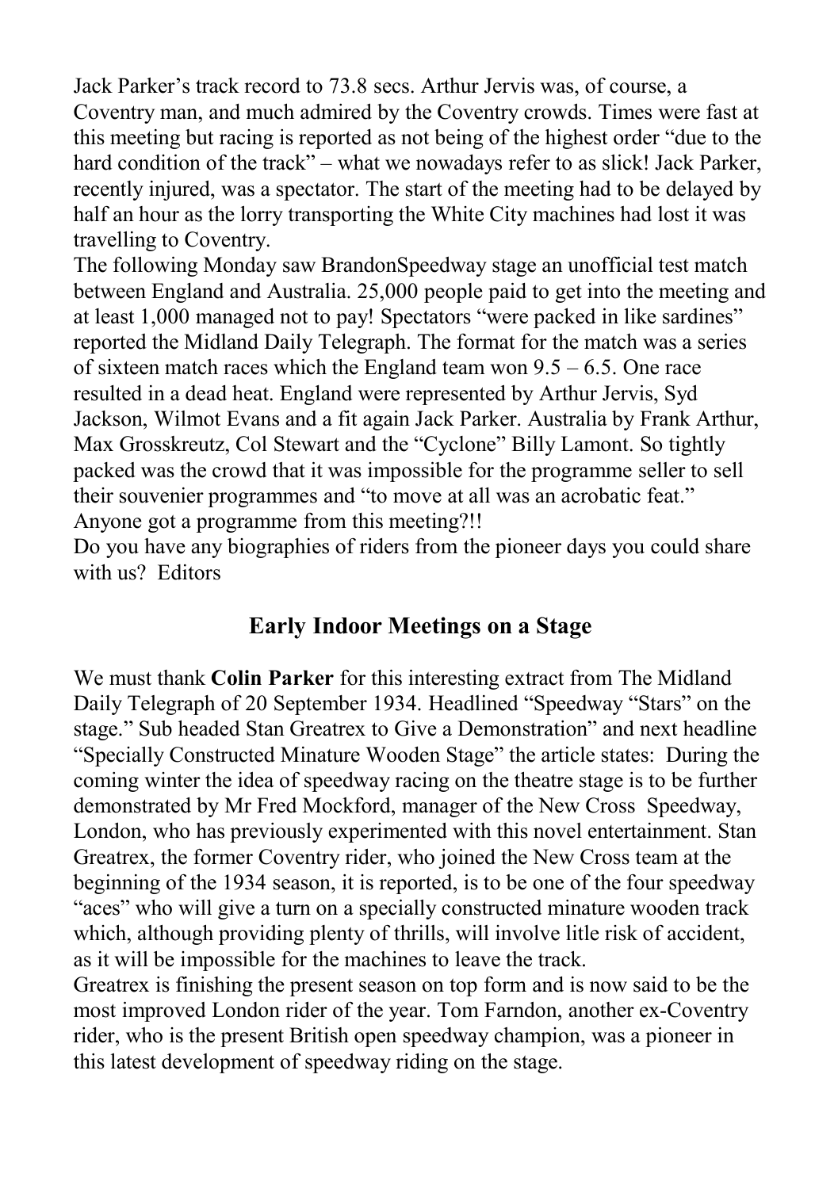Jack Parker's track record to 73.8 secs. Arthur Jervis was, of course, a Coventry man, and much admired by the Coventry crowds. Times were fast at this meeting but racing is reported as not being of the highest order "due to the hard condition of the track" – what we nowadays refer to as slick! Jack Parker, recently injured, was a spectator. The start of the meeting had to be delayed by half an hour as the lorry transporting the White City machines had lost it was travelling to Coventry.

The following Monday saw BrandonSpeedway stage an unofficial test match between England and Australia. 25,000 people paid to get into the meeting and at least 1,000 managed not to pay! Spectators "were packed in like sardines" reported the Midland Daily Telegraph. The format for the match was a series of sixteen match races which the England team won 9.5 – 6.5. One race resulted in a dead heat. England were represented by Arthur Jervis, Syd Jackson, Wilmot Evans and a fit again Jack Parker. Australia by Frank Arthur, Max Grosskreutz, Col Stewart and the "Cyclone" Billy Lamont. So tightly packed was the crowd that it was impossible for the programme seller to sell their souvenier programmes and "to move at all was an acrobatic feat." Anyone got a programme from this meeting?!!

Do you have any biographies of riders from the pioneer days you could share with us? Editors

## Early Indoor Meetings on a Stage

We must thank **Colin Parker** for this interesting extract from The Midland Daily Telegraph of 20 September 1934. Headlined "Speedway "Stars" on the stage." Sub headed Stan Greatrex to Give a Demonstration" and next headline "Specially Constructed Minature Wooden Stage" the article states: During the coming winter the idea of speedway racing on the theatre stage is to be further demonstrated by Mr Fred Mockford, manager of the New Cross Speedway, London, who has previously experimented with this novel entertainment. Stan Greatrex, the former Coventry rider, who joined the New Cross team at the beginning of the 1934 season, it is reported, is to be one of the four speedway "aces" who will give a turn on a specially constructed minature wooden track which, although providing plenty of thrills, will involve litle risk of accident, as it will be impossible for the machines to leave the track.

Greatrex is finishing the present season on top form and is now said to be the most improved London rider of the year. Tom Farndon, another ex-Coventry rider, who is the present British open speedway champion, was a pioneer in this latest development of speedway riding on the stage.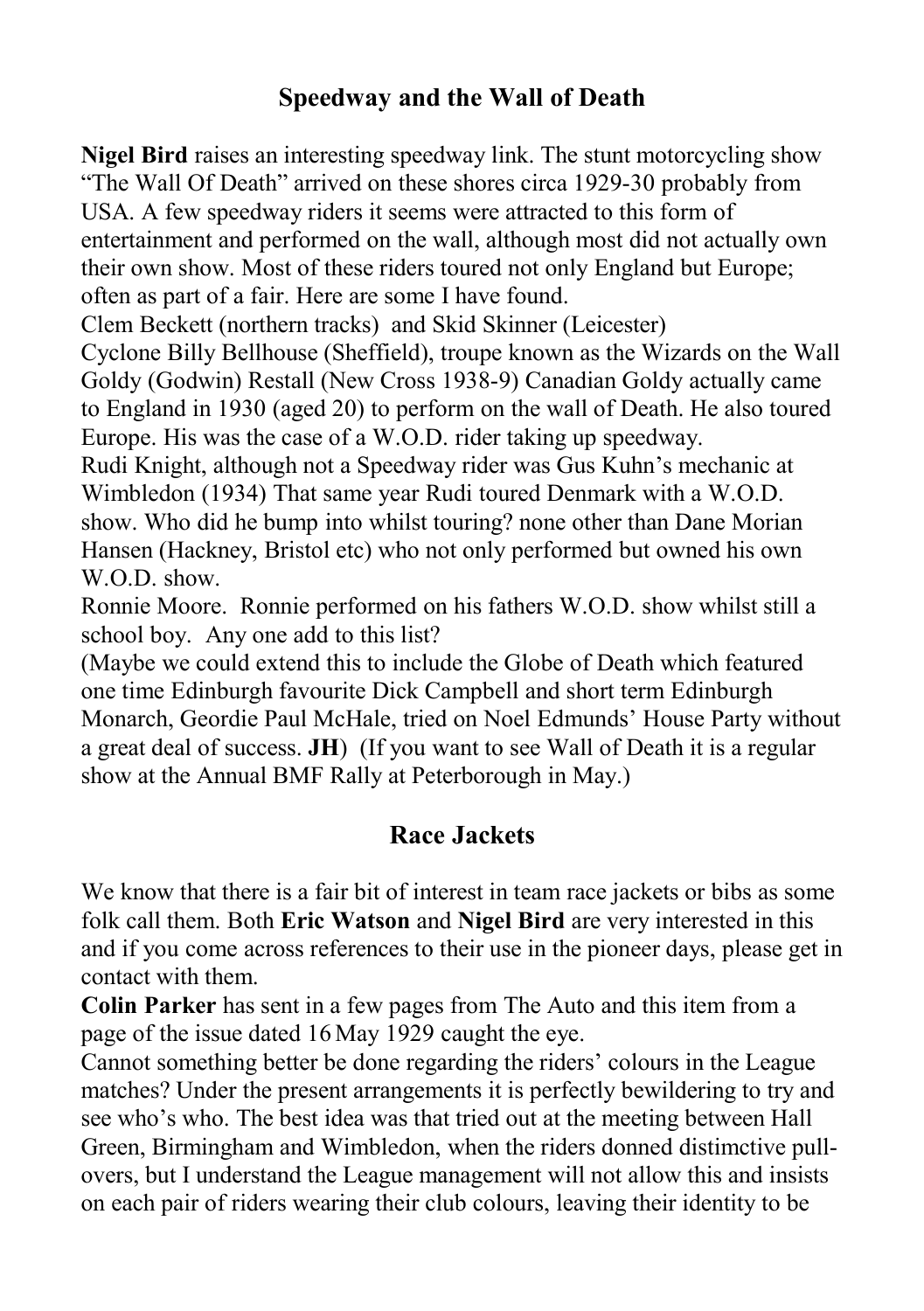## Speedway and the Wall of Death

**Nigel Bird** raises an interesting speedway link. The stunt motorcycling show "The Wall Of Death" arrived on these shores circa 1929-30 probably from USA. A few speedway riders it seems were attracted to this form of entertainment and performed on the wall, although most did not actually own their own show. Most of these riders toured not only England but Europe; often as part of a fair. Here are some I have found.

Clem Beckett (northern tracks) and Skid Skinner (Leicester)

Cyclone Billy Bellhouse (Sheffield), troupe known as the Wizards on the Wall

Goldy (Godwin) Restall (New Cross 1938-9) Canadian Goldy actually came to England in 1930 (aged 20) to perform on the wall of Death. He also toured Europe. His was the case of a W.O.D. rider taking up speedway.

Rudi Knight, although not a Speedway rider was Gus Kuhn's mechanic at Wimbledon (1934) That same year Rudi toured Denmark with a W.O.D. show. Who did he bump into whilst touring? none other than Dane Morian Hansen (Hackney, Bristol etc) who not only performed but owned his own W.O.D. show.

Ronnie Moore. Ronnie performed on his fathers W.O.D. show whilst still a school boy. Any one add to this list?

(Maybe we could extend this to include the Globe of Death which featured one time Edinburgh favourite Dick Campbell and short term Edinburgh Monarch, Geordie Paul McHale, tried on Noel Edmunds' House Party without a great deal of success. **JH**) (If you want to see Wall of Death it is a regular show at the Annual BMF Rally at Peterborough in May.)

## Race Jackets

We know that there is a fair bit of interest in team race jackets or bibs as some folk call them. Both **Eric Watson** and **Nigel Bird** are very interested in this and if you come across references to their use in the pioneer days, please get in contact with them.

**Colin Parker** has sent in a few pages from The Auto and this item from a page of the issue dated 16 May 1929 caught the eye.

Cannot something better be done regarding the riders' colours in the League matches? Under the present arrangements it is perfectly bewildering to try and see who's who. The best idea was that tried out at the meeting between Hall Green, Birmingham and Wimbledon, when the riders donned distimctive pull-overs, but I understand the League management will not allow this and insists on each pair of riders wearing their club colours, leaving their identity to be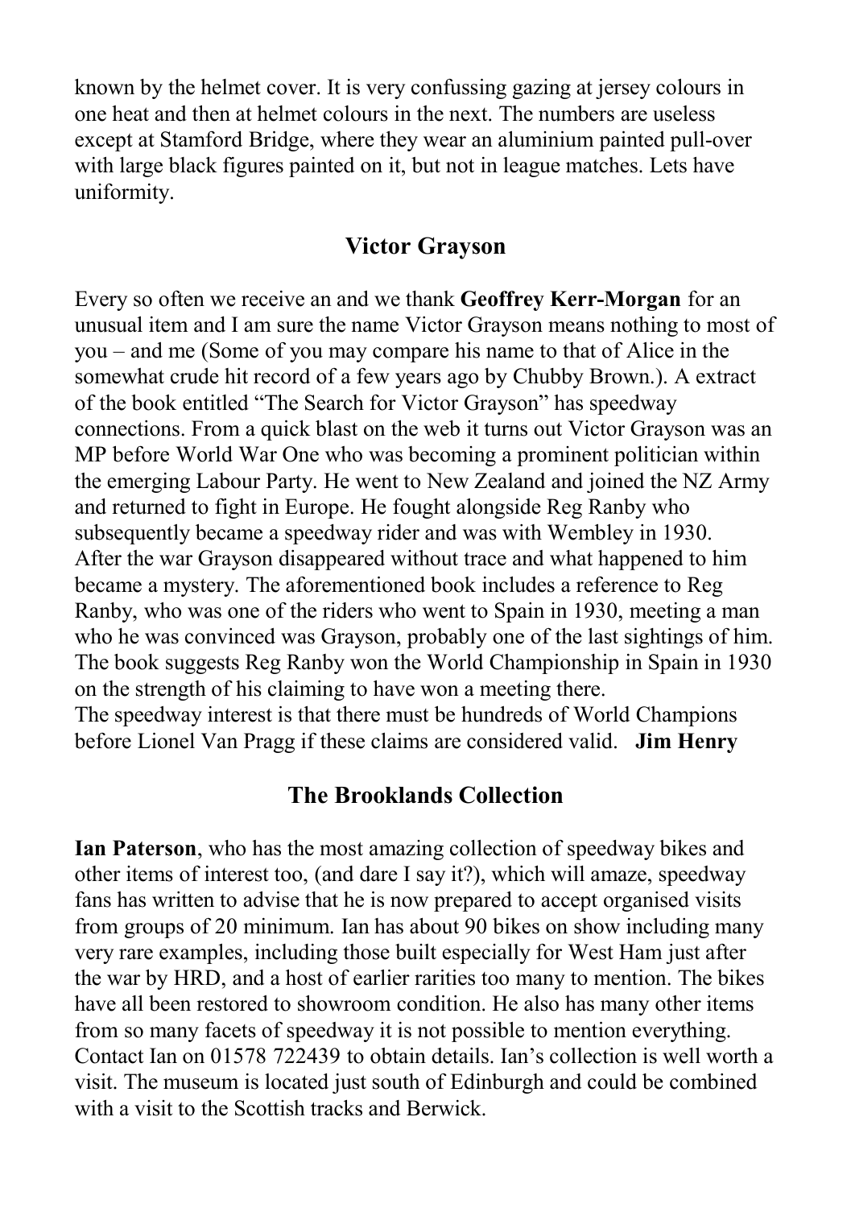known by the helmet cover. It is very confussing gazing at jersey colours in one heat and then at helmet colours in the next. The numbers are useless except at Stamford Bridge, where they wear an aluminium painted pull-over with large black figures painted on it, but not in league matches. Lets have uniformity.

## Victor Grayson

Every so often we receive an and we thank **Geoffrey Kerr-Morgan** for an unusual item and I am sure the name Victor Grayson means nothing to most of you – and me (Some of you may compare his name to that of Alice in the somewhat crude hit record of a few years ago by Chubby Brown.). A extract of the book entitled "The Search for Victor Grayson" has speedway connections. From a quick blast on the web it turns out Victor Grayson was an MP before World War One who was becoming a prominent politician within the emerging Labour Party. He went to New Zealand and joined the NZ Army and returned to fight in Europe. He fought alongside Reg Ranby who subsequently became a speedway rider and was with Wembley in 1930. After the war Grayson disappeared without trace and what happened to him became a mystery. The aforementioned book includes a reference to Reg Ranby, who was one of the riders who went to Spain in 1930, meeting a man who he was convinced was Grayson, probably one of the last sightings of him. The book suggests Reg Ranby won the World Championship in Spain in 1930 on the strength of his claiming to have won a meeting there.
The speedway interest is that there must be hundreds of World Champions before Lionel Van Pragg if these claims are considered valid. **Jim Henry**

## The Brooklands Collection

**Ian Paterson**, who has the most amazing collection of speedway bikes and other items of interest too, (and dare I say it?), which will amaze, speedway fans has written to advise that he is now prepared to accept organised visits from groups of 20 minimum. Ian has about 90 bikes on show including many very rare examples, including those built especially for West Ham just after the war by HRD, and a host of earlier rarities too many to mention. The bikes have all been restored to showroom condition. He also has many other items from so many facets of speedway it is not possible to mention everything. Contact Ian on 01578 722439 to obtain details. Ian's collection is well worth a visit. The museum is located just south of Edinburgh and could be combined with a visit to the Scottish tracks and Berwick.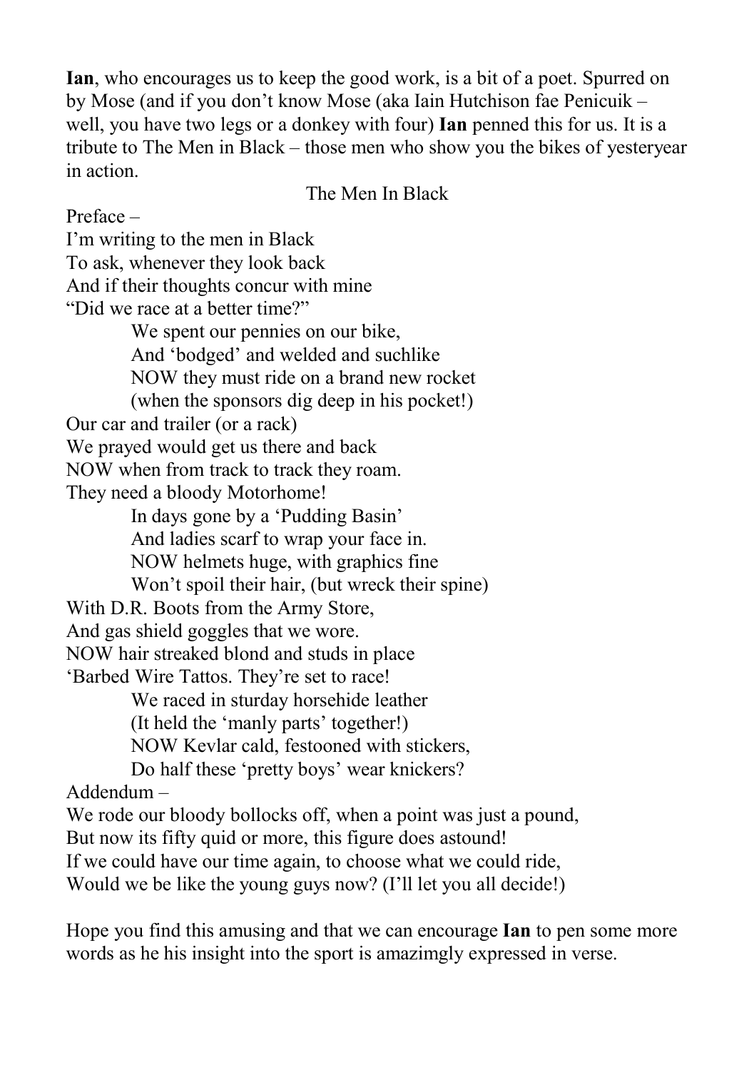**Ian**, who encourages us to keep the good work, is a bit of a poet. Spurred on by Mose (and if you don't know Mose (aka Iain Hutchison fae Penicuik – well, you have two legs or a donkey with four) **Ian** penned this for us. It is a tribute to The Men in Black – those men who show you the bikes of yesteryear in action.

The Men In Black

Preface –

I'm writing to the men in Black  
To ask, whenever they look back  
And if their thoughts concur with mine  
"Did we race at a better time?"

We spent our pennies on our bike,  
And 'bodged' and welded and suchlike  
NOW they must ride on a brand new rocket  
(when the sponsors dig deep in his pocket!)

Our car and trailer (or a rack)  
We prayed would get us there and back  
NOW when from track to track they roam.  
They need a bloody Motorhome!

In days gone by a 'Pudding Basin'  
And ladies scarf to wrap your face in.  
NOW helmets huge, with graphics fine  
Won't spoil their hair, (but wreck their spine)

With D.R. Boots from the Army Store,  
And gas shield goggles that we wore.  
NOW hair streaked blond and studs in place  
'Barbed Wire Tattos. They're set to race!

We raced in sturday horsehide leather  
(It held the 'manly parts' together!)  
NOW Kevlar cald, festooned with stickers,  
Do half these 'pretty boys' wear knickers?

Addendum –

We rode our bloody bollocks off, when a point was just a pound,  
But now its fifty quid or more, this figure does astound!  
If we could have our time again, to choose what we could ride,  
Would we be like the young guys now? (I'll let you all decide!)

Hope you find this amusing and that we can encourage **Ian** to pen some more words as he his insight into the sport is amazimgly expressed in verse.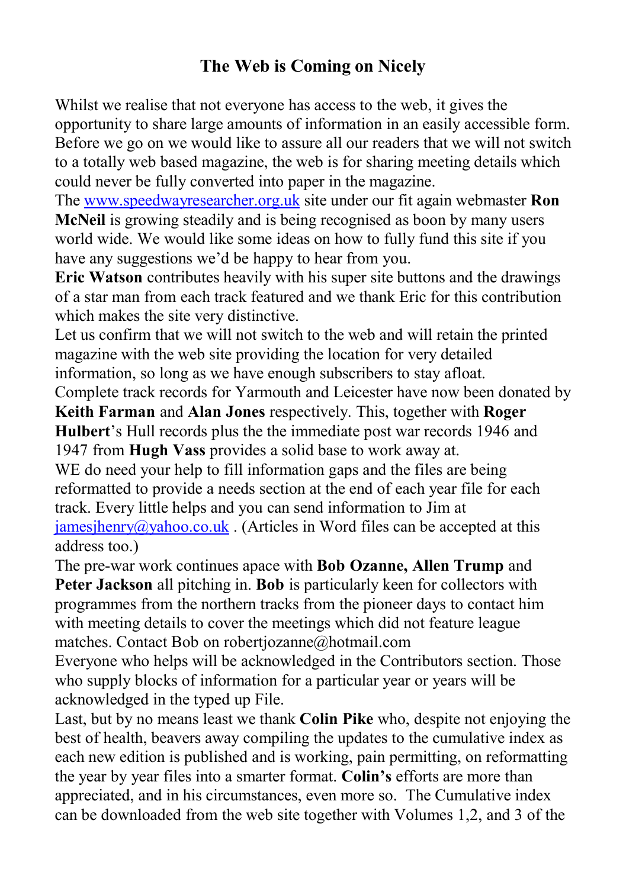# The Web is Coming on Nicely

Whilst we realise that not everyone has access to the web, it gives the opportunity to share large amounts of information in an easily accessible form. Before we go on we would like to assure all our readers that we will not switch to a totally web based magazine, the web is for sharing meeting details which could never be fully converted into paper in the magazine.

The www.speedwayresearcher.org.uk site under our fit again webmaster **Ron McNeil** is growing steadily and is being recognised as boon by many users world wide. We would like some ideas on how to fully fund this site if you have any suggestions we'd be happy to hear from you.

**Eric Watson** contributes heavily with his super site buttons and the drawings of a star man from each track featured and we thank Eric for this contribution which makes the site very distinctive.

Let us confirm that we will not switch to the web and will retain the printed magazine with the web site providing the location for very detailed information, so long as we have enough subscribers to stay afloat.

Complete track records for Yarmouth and Leicester have now been donated by **Keith Farman** and **Alan Jones** respectively. This, together with **Roger Hulbert**'s Hull records plus the the immediate post war records 1946 and 1947 from **Hugh Vass** provides a solid base to work away at.

WE do need your help to fill information gaps and the files are being reformatted to provide a needs section at the end of each year file for each track. Every little helps and you can send information to Jim at jamesjhenry@yahoo.co.uk . (Articles in Word files can be accepted at this address too.)

The pre-war work continues apace with **Bob Ozanne, Allen Trump** and **Peter Jackson** all pitching in. **Bob** is particularly keen for collectors with programmes from the northern tracks from the pioneer days to contact him with meeting details to cover the meetings which did not feature league matches. Contact Bob on robertjozanne@hotmail.com

Everyone who helps will be acknowledged in the Contributors section. Those who supply blocks of information for a particular year or years will be acknowledged in the typed up File.

Last, but by no means least we thank **Colin Pike** who, despite not enjoying the best of health, beavers away compiling the updates to the cumulative index as each new edition is published and is working, pain permitting, on reformatting the year by year files into a smarter format. **Colin's** efforts are more than appreciated, and in his circumstances, even more so. The Cumulative index can be downloaded from the web site together with Volumes 1,2, and 3 of the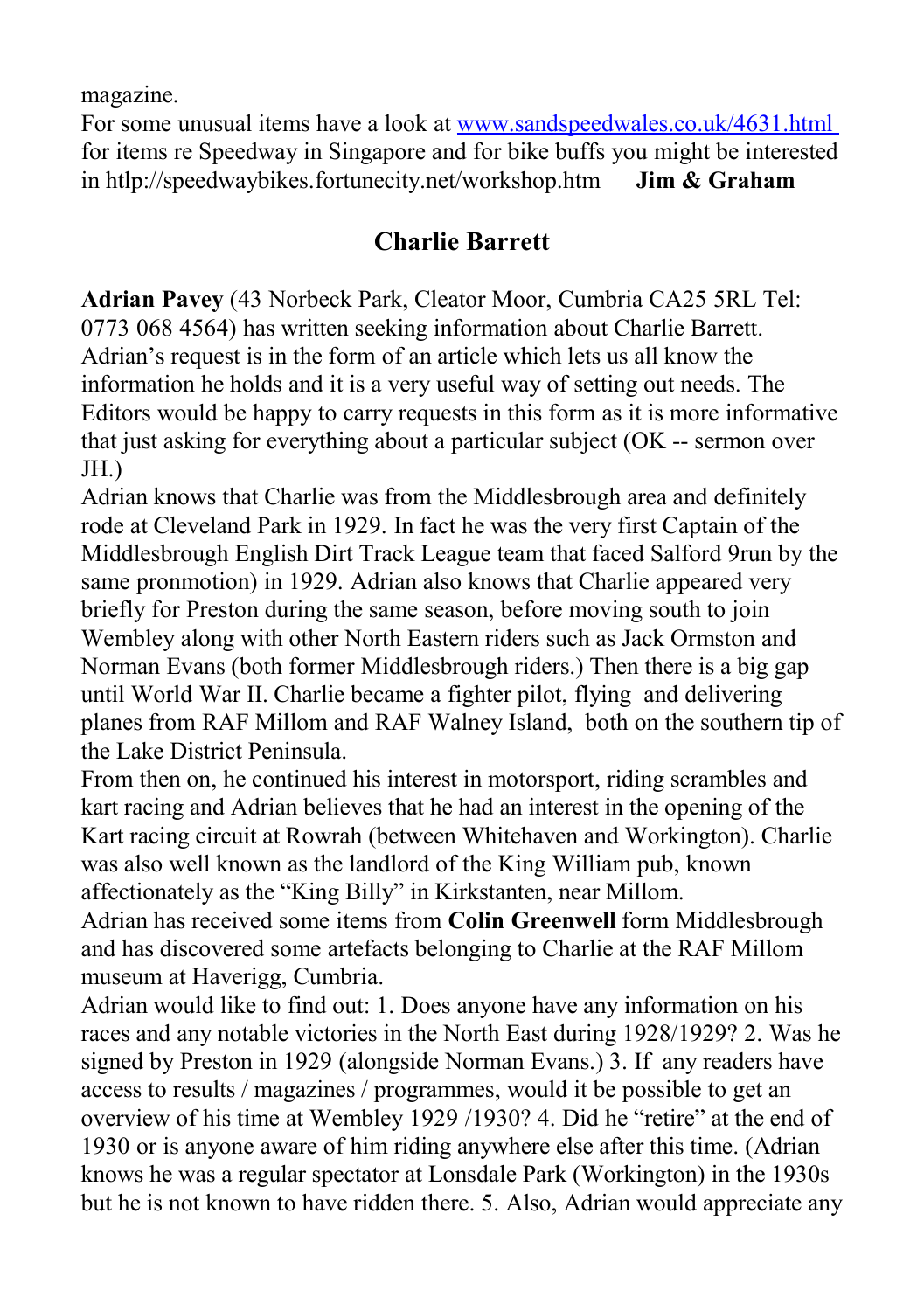magazine.

For some unusual items have a look at www.sandspeedwales.co.uk/4631.html for items re Speedway in Singapore and for bike buffs you might be interested in htlp://speedwaybikes.fortunecity.net/workshop.htm **Jim & Graham**

## Charlie Barrett

**Adrian Pavey** (43 Norbeck Park, Cleator Moor, Cumbria CA25 5RL Tel: 0773 068 4564) has written seeking information about Charlie Barrett. Adrian's request is in the form of an article which lets us all know the information he holds and it is a very useful way of setting out needs. The Editors would be happy to carry requests in this form as it is more informative that just asking for everything about a particular subject (OK -- sermon over JH.)

Adrian knows that Charlie was from the Middlesbrough area and definitely rode at Cleveland Park in 1929. In fact he was the very first Captain of the Middlesbrough English Dirt Track League team that faced Salford 9run by the same pronmotion) in 1929. Adrian also knows that Charlie appeared very briefly for Preston during the same season, before moving south to join Wembley along with other North Eastern riders such as Jack Ormston and Norman Evans (both former Middlesbrough riders.) Then there is a big gap until World War II. Charlie became a fighter pilot, flying and delivering planes from RAF Millom and RAF Walney Island, both on the southern tip of the Lake District Peninsula.

From then on, he continued his interest in motorsport, riding scrambles and kart racing and Adrian believes that he had an interest in the opening of the Kart racing circuit at Rowrah (between Whitehaven and Workington). Charlie was also well known as the landlord of the King William pub, known affectionately as the "King Billy" in Kirkstanten, near Millom.

Adrian has received some items from **Colin Greenwell** form Middlesbrough and has discovered some artefacts belonging to Charlie at the RAF Millom museum at Haverigg, Cumbria.

Adrian would like to find out: 1. Does anyone have any information on his races and any notable victories in the North East during 1928/1929? 2. Was he signed by Preston in 1929 (alongside Norman Evans.) 3. If any readers have access to results / magazines / programmes, would it be possible to get an overview of his time at Wembley 1929 /1930? 4. Did he "retire" at the end of 1930 or is anyone aware of him riding anywhere else after this time. (Adrian knows he was a regular spectator at Lonsdale Park (Workington) in the 1930s but he is not known to have ridden there. 5. Also, Adrian would appreciate any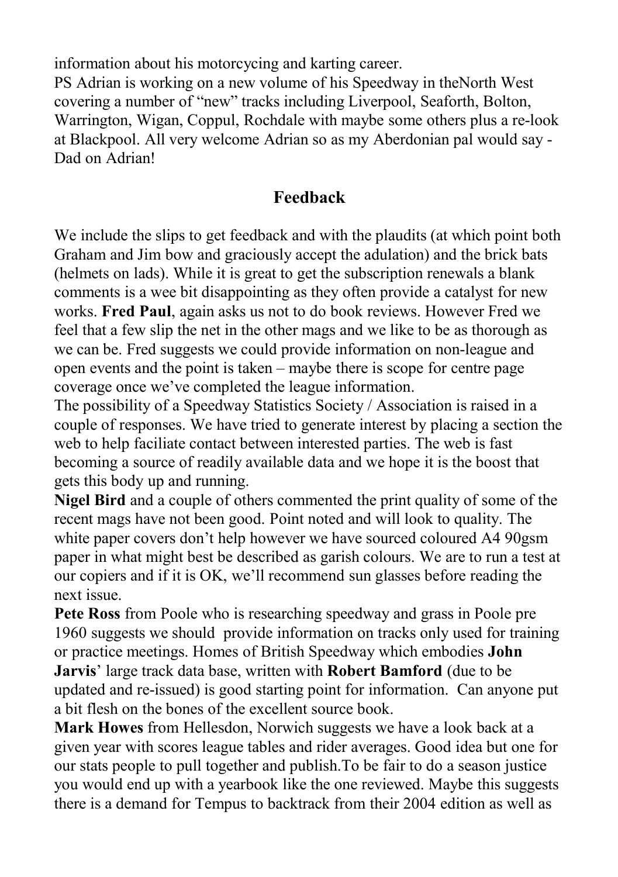information about his motorcycing and karting career.
PS Adrian is working on a new volume of his Speedway in theNorth West covering a number of "new" tracks including Liverpool, Seaforth, Bolton, Warrington, Wigan, Coppul, Rochdale with maybe some others plus a re-look at Blackpool. All very welcome Adrian so as my Aberdonian pal would say - Dad on Adrian!

## Feedback

We include the slips to get feedback and with the plaudits (at which point both Graham and Jim bow and graciously accept the adulation) and the brick bats (helmets on lads). While it is great to get the subscription renewals a blank comments is a wee bit disappointing as they often provide a catalyst for new works. **Fred Paul**, again asks us not to do book reviews. However Fred we feel that a few slip the net in the other mags and we like to be as thorough as we can be. Fred suggests we could provide information on non-league and open events and the point is taken – maybe there is scope for centre page coverage once we've completed the league information.
The possibility of a Speedway Statistics Society / Association is raised in a couple of responses. We have tried to generate interest by placing a section the web to help faciliate contact between interested parties. The web is fast becoming a source of readily available data and we hope it is the boost that gets this body up and running.
**Nigel Bird** and a couple of others commented the print quality of some of the recent mags have not been good. Point noted and will look to quality. The white paper covers don't help however we have sourced coloured A4 90gsm paper in what might best be described as garish colours. We are to run a test at our copiers and if it is OK, we'll recommend sun glasses before reading the next issue.
**Pete Ross** from Poole who is researching speedway and grass in Poole pre 1960 suggests we should provide information on tracks only used for training or practice meetings. Homes of British Speedway which embodies **John Jarvis**' large track data base, written with **Robert Bamford** (due to be updated and re-issued) is good starting point for information. Can anyone put a bit flesh on the bones of the excellent source book.
**Mark Howes** from Hellesdon, Norwich suggests we have a look back at a given year with scores league tables and rider averages. Good idea but one for our stats people to pull together and publish.To be fair to do a season justice you would end up with a yearbook like the one reviewed. Maybe this suggests there is a demand for Tempus to backtrack from their 2004 edition as well as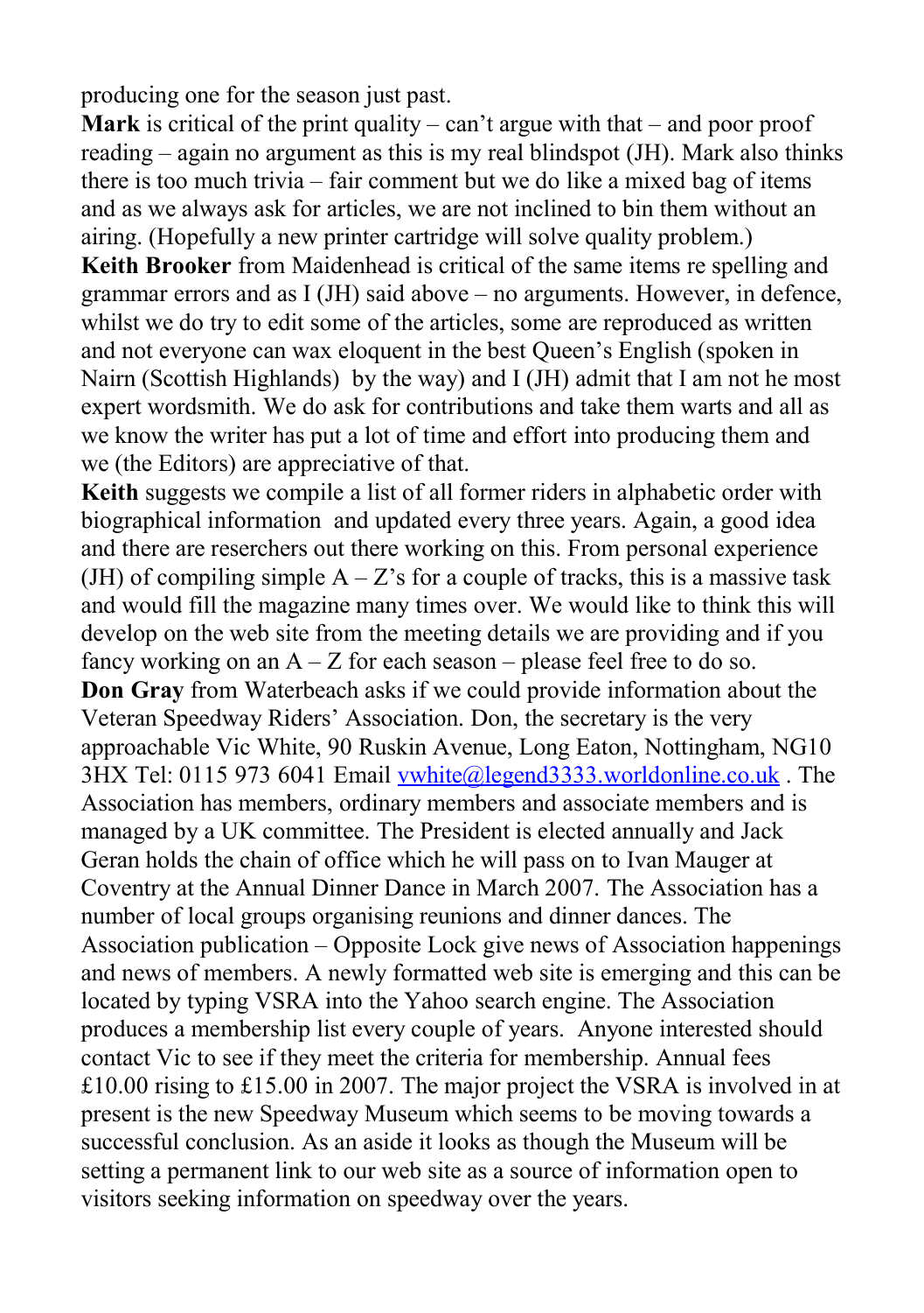producing one for the season just past.

**Mark** is critical of the print quality – can't argue with that – and poor proof reading – again no argument as this is my real blindspot (JH). Mark also thinks there is too much trivia – fair comment but we do like a mixed bag of items and as we always ask for articles, we are not inclined to bin them without an airing. (Hopefully a new printer cartridge will solve quality problem.)

**Keith Brooker** from Maidenhead is critical of the same items re spelling and grammar errors and as I (JH) said above – no arguments. However, in defence, whilst we do try to edit some of the articles, some are reproduced as written and not everyone can wax eloquent in the best Queen's English (spoken in Nairn (Scottish Highlands) by the way) and I (JH) admit that I am not he most expert wordsmith. We do ask for contributions and take them warts and all as we know the writer has put a lot of time and effort into producing them and we (the Editors) are appreciative of that.

**Keith** suggests we compile a list of all former riders in alphabetic order with biographical information and updated every three years. Again, a good idea and there are reserchers out there working on this. From personal experience (JH) of compiling simple A – Z's for a couple of tracks, this is a massive task and would fill the magazine many times over. We would like to think this will develop on the web site from the meeting details we are providing and if you fancy working on an A – Z for each season – please feel free to do so.

**Don Gray** from Waterbeach asks if we could provide information about the Veteran Speedway Riders' Association. Don, the secretary is the very approachable Vic White, 90 Ruskin Avenue, Long Eaton, Nottingham, NG10 3HX Tel: 0115 973 6041 Email vwhite@legend3333.worldonline.co.uk . The Association has members, ordinary members and associate members and is managed by a UK committee. The President is elected annually and Jack Geran holds the chain of office which he will pass on to Ivan Mauger at Coventry at the Annual Dinner Dance in March 2007. The Association has a number of local groups organising reunions and dinner dances. The Association publication – Opposite Lock give news of Association happenings and news of members. A newly formatted web site is emerging and this can be located by typing VSRA into the Yahoo search engine. The Association produces a membership list every couple of years. Anyone interested should contact Vic to see if they meet the criteria for membership. Annual fees £10.00 rising to £15.00 in 2007. The major project the VSRA is involved in at present is the new Speedway Museum which seems to be moving towards a successful conclusion. As an aside it looks as though the Museum will be setting a permanent link to our web site as a source of information open to visitors seeking information on speedway over the years.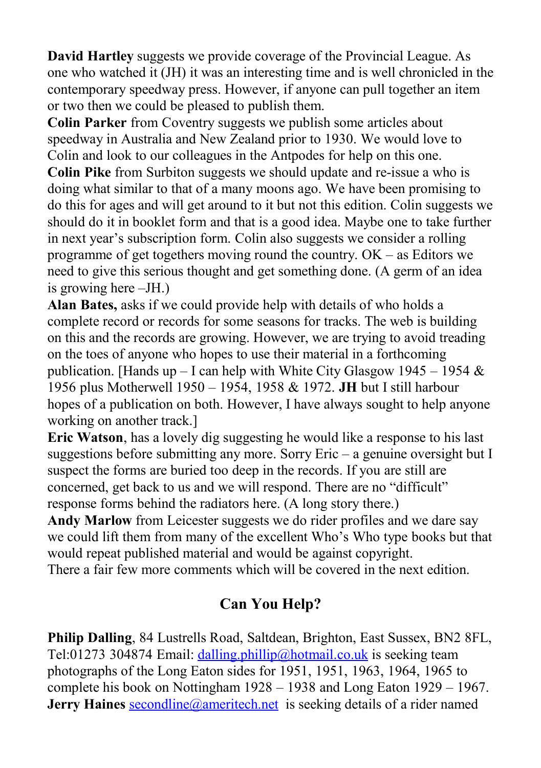**David Hartley** suggests we provide coverage of the Provincial League. As one who watched it (JH) it was an interesting time and is well chronicled in the contemporary speedway press. However, if anyone can pull together an item or two then we could be pleased to publish them.

**Colin Parker** from Coventry suggests we publish some articles about speedway in Australia and New Zealand prior to 1930. We would love to Colin and look to our colleagues in the Antpodes for help on this one.

**Colin Pike** from Surbiton suggests we should update and re-issue a who is doing what similar to that of a many moons ago. We have been promising to do this for ages and will get around to it but not this edition. Colin suggests we should do it in booklet form and that is a good idea. Maybe one to take further in next year's subscription form. Colin also suggests we consider a rolling programme of get togethers moving round the country. OK – as Editors we need to give this serious thought and get something done. (A germ of an idea is growing here –JH.)

**Alan Bates,** asks if we could provide help with details of who holds a complete record or records for some seasons for tracks. The web is building on this and the records are growing. However, we are trying to avoid treading on the toes of anyone who hopes to use their material in a forthcoming publication. [Hands up – I can help with White City Glasgow 1945 – 1954 & 1956 plus Motherwell 1950 – 1954, 1958 & 1972. **JH** but I still harbour hopes of a publication on both. However, I have always sought to help anyone working on another track.]

**Eric Watson**, has a lovely dig suggesting he would like a response to his last suggestions before submitting any more. Sorry Eric – a genuine oversight but I suspect the forms are buried too deep in the records. If you are still are concerned, get back to us and we will respond. There are no "difficult" response forms behind the radiators here. (A long story there.)

**Andy Marlow** from Leicester suggests we do rider profiles and we dare say we could lift them from many of the excellent Who's Who type books but that would repeat published material and would be against copyright.

There a fair few more comments which will be covered in the next edition.

## Can You Help?

**Philip Dalling**, 84 Lustrells Road, Saltdean, Brighton, East Sussex, BN2 8FL, Tel:01273 304874 Email: dalling.phillip@hotmail.co.uk is seeking team photographs of the Long Eaton sides for 1951, 1951, 1963, 1964, 1965 to complete his book on Nottingham 1928 – 1938 and Long Eaton 1929 – 1967.

**Jerry Haines** secondline@ameritech.net is seeking details of a rider named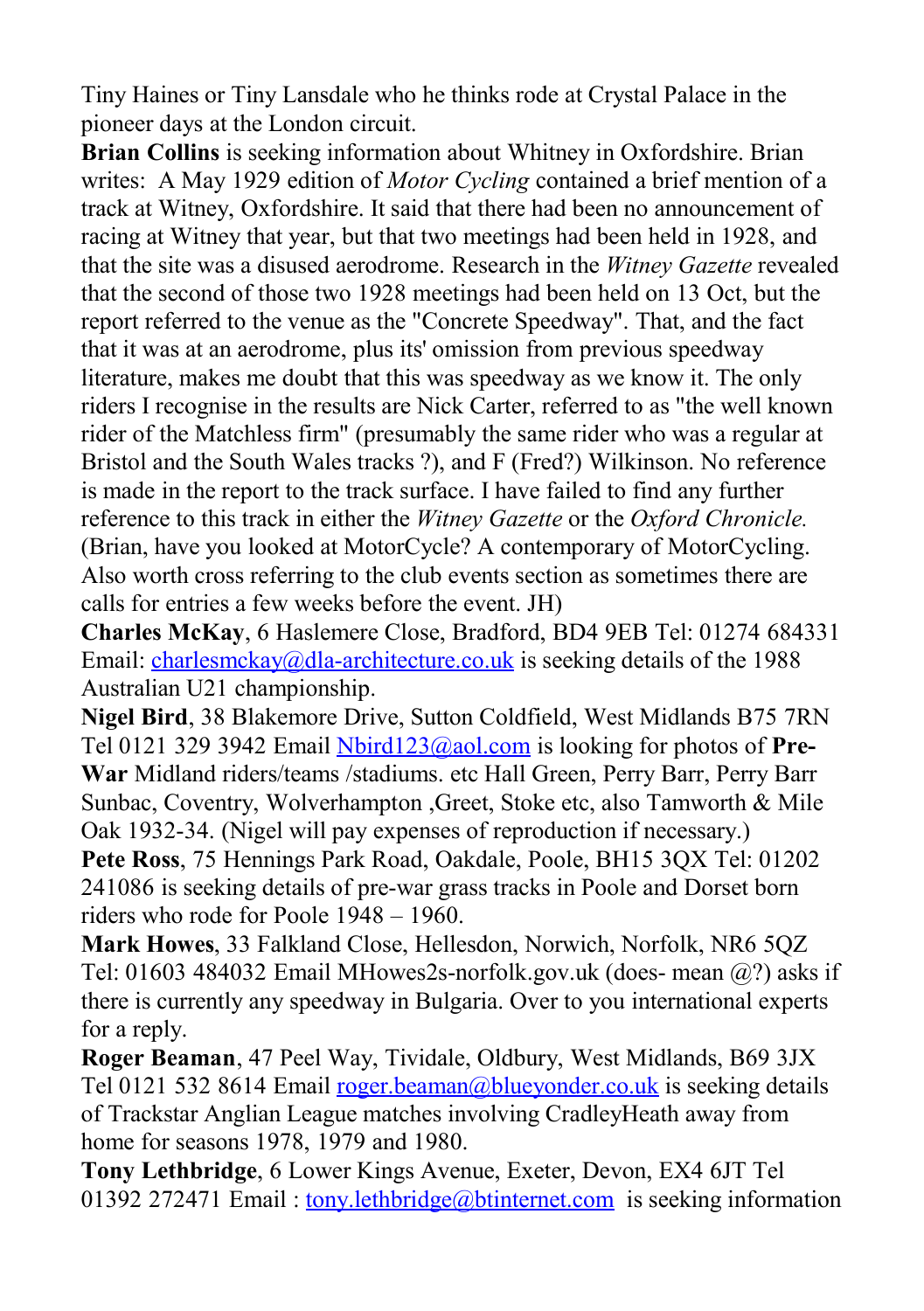Tiny Haines or Tiny Lansdale who he thinks rode at Crystal Palace in the pioneer days at the London circuit.

**Brian Collins** is seeking information about Whitney in Oxfordshire. Brian writes: A May 1929 edition of *Motor Cycling* contained a brief mention of a track at Witney, Oxfordshire. It said that there had been no announcement of racing at Witney that year, but that two meetings had been held in 1928, and that the site was a disused aerodrome. Research in the *Witney Gazette* revealed that the second of those two 1928 meetings had been held on 13 Oct, but the report referred to the venue as the "Concrete Speedway". That, and the fact that it was at an aerodrome, plus its' omission from previous speedway literature, makes me doubt that this was speedway as we know it. The only riders I recognise in the results are Nick Carter, referred to as "the well known rider of the Matchless firm" (presumably the same rider who was a regular at Bristol and the South Wales tracks ?), and F (Fred?) Wilkinson. No reference is made in the report to the track surface. I have failed to find any further reference to this track in either the *Witney Gazette* or the *Oxford Chronicle.* (Brian, have you looked at MotorCycle? A contemporary of MotorCycling. Also worth cross referring to the club events section as sometimes there are calls for entries a few weeks before the event. JH)

**Charles McKay**, 6 Haslemere Close, Bradford, BD4 9EB Tel: 01274 684331 Email: charlesmckay@dla-architecture.co.uk is seeking details of the 1988 Australian U21 championship.

**Nigel Bird**, 38 Blakemore Drive, Sutton Coldfield, West Midlands B75 7RN Tel 0121 329 3942 Email Nbird123@aol.com is looking for photos of **Pre-War** Midland riders/teams /stadiums. etc Hall Green, Perry Barr, Perry Barr Sunbac, Coventry, Wolverhampton ,Greet, Stoke etc, also Tamworth & Mile Oak 1932-34. (Nigel will pay expenses of reproduction if necessary.)

**Pete Ross**, 75 Hennings Park Road, Oakdale, Poole, BH15 3QX Tel: 01202 241086 is seeking details of pre-war grass tracks in Poole and Dorset born riders who rode for Poole 1948 – 1960.

**Mark Howes**, 33 Falkland Close, Hellesdon, Norwich, Norfolk, NR6 5QZ Tel: 01603 484032 Email MHowes2s-norfolk.gov.uk (does- mean @?) asks if there is currently any speedway in Bulgaria. Over to you international experts for a reply.

**Roger Beaman**, 47 Peel Way, Tividale, Oldbury, West Midlands, B69 3JX Tel 0121 532 8614 Email roger.beaman@blueyonder.co.uk is seeking details of Trackstar Anglian League matches involving CradleyHeath away from home for seasons 1978, 1979 and 1980.

**Tony Lethbridge**, 6 Lower Kings Avenue, Exeter, Devon, EX4 6JT Tel 01392 272471 Email : tony.lethbridge@btinternet.com is seeking information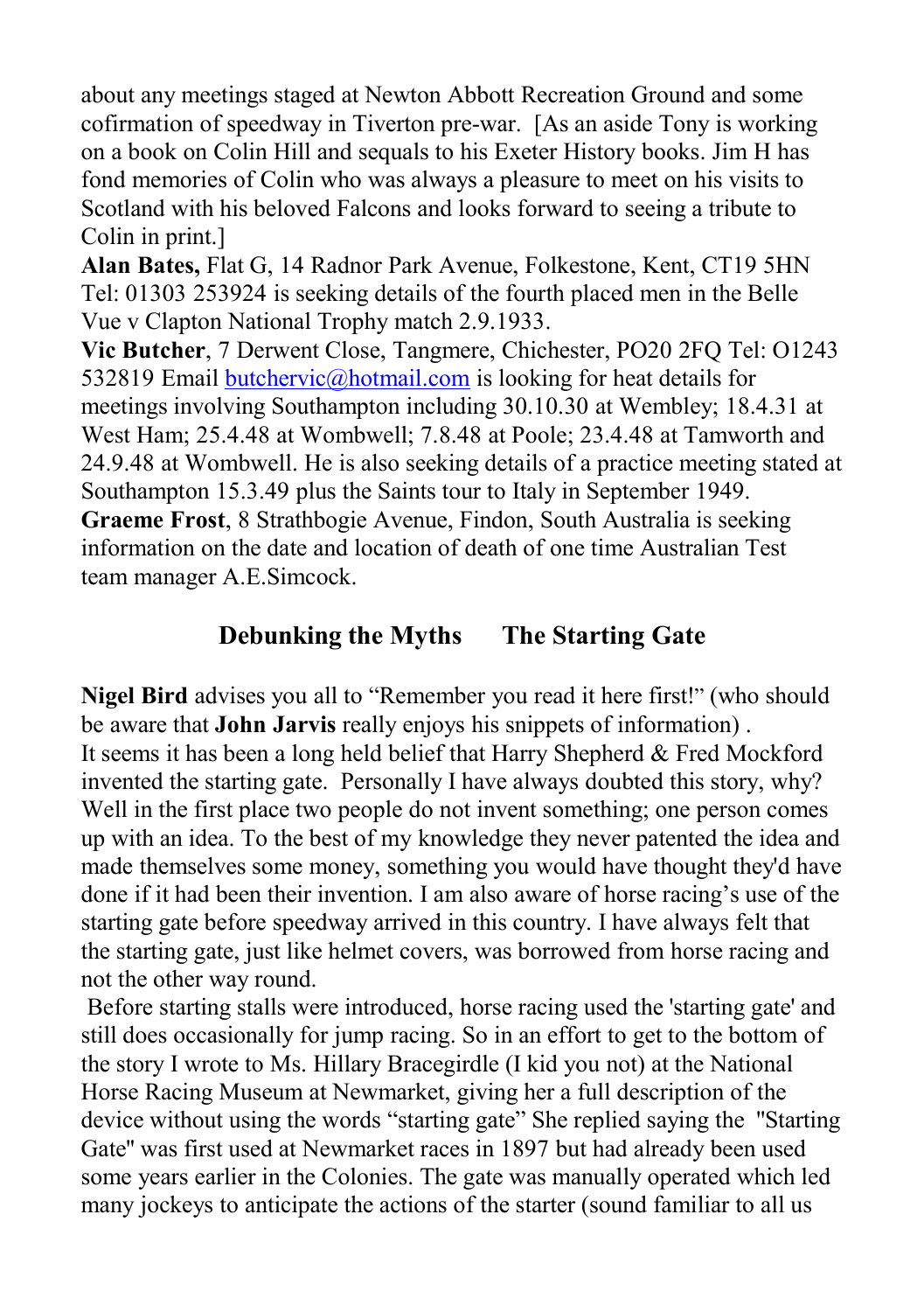about any meetings staged at Newton Abbott Recreation Ground and some cofirmation of speedway in Tiverton pre-war. [As an aside Tony is working on a book on Colin Hill and sequals to his Exeter History books. Jim H has fond memories of Colin who was always a pleasure to meet on his visits to Scotland with his beloved Falcons and looks forward to seeing a tribute to Colin in print.]

**Alan Bates,** Flat G, 14 Radnor Park Avenue, Folkestone, Kent, CT19 5HN Tel: 01303 253924 is seeking details of the fourth placed men in the Belle Vue v Clapton National Trophy match 2.9.1933.

**Vic Butcher**, 7 Derwent Close, Tangmere, Chichester, PO20 2FQ Tel: O1243 532819 Email butchervic@hotmail.com is looking for heat details for meetings involving Southampton including 30.10.30 at Wembley; 18.4.31 at West Ham; 25.4.48 at Wombwell; 7.8.48 at Poole; 23.4.48 at Tamworth and 24.9.48 at Wombwell. He is also seeking details of a practice meeting stated at Southampton 15.3.49 plus the Saints tour to Italy in September 1949.

**Graeme Frost**, 8 Strathbogie Avenue, Findon, South Australia is seeking information on the date and location of death of one time Australian Test team manager A.E.Simcock.

## Debunking the Myths The Starting Gate

**Nigel Bird** advises you all to "Remember you read it here first!" (who should be aware that **John Jarvis** really enjoys his snippets of information) .

It seems it has been a long held belief that Harry Shepherd & Fred Mockford invented the starting gate. Personally I have always doubted this story, why? Well in the first place two people do not invent something; one person comes up with an idea. To the best of my knowledge they never patented the idea and made themselves some money, something you would have thought they'd have done if it had been their invention. I am also aware of horse racing's use of the starting gate before speedway arrived in this country. I have always felt that the starting gate, just like helmet covers, was borrowed from horse racing and not the other way round.

Before starting stalls were introduced, horse racing used the 'starting gate' and still does occasionally for jump racing. So in an effort to get to the bottom of the story I wrote to Ms. Hillary Bracegirdle (I kid you not) at the National Horse Racing Museum at Newmarket, giving her a full description of the device without using the words "starting gate" She replied saying the "Starting Gate" was first used at Newmarket races in 1897 but had already been used some years earlier in the Colonies. The gate was manually operated which led many jockeys to anticipate the actions of the starter (sound familiar to all us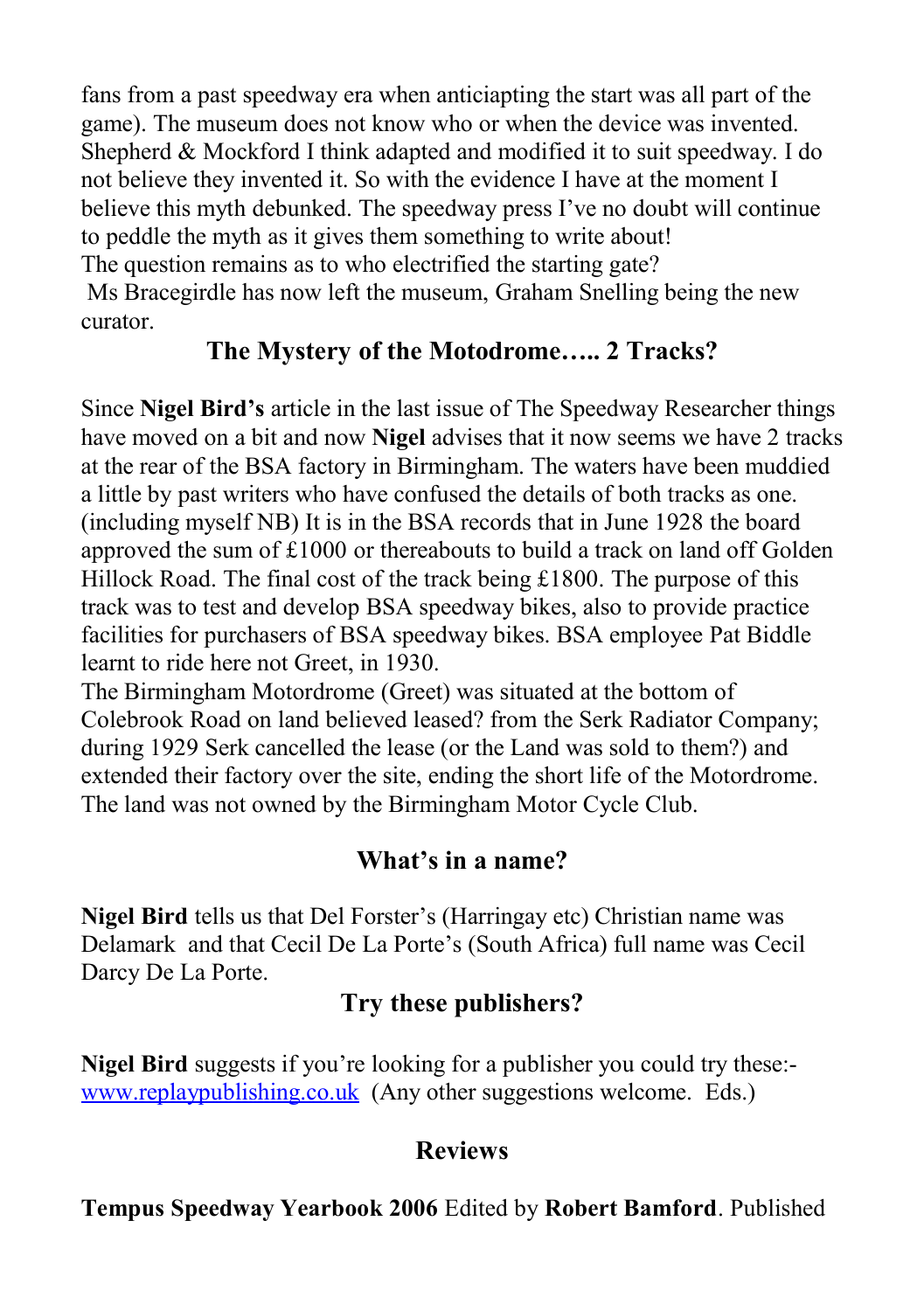fans from a past speedway era when anticiapting the start was all part of the game). The museum does not know who or when the device was invented. Shepherd & Mockford I think adapted and modified it to suit speedway. I do not believe they invented it. So with the evidence I have at the moment I believe this myth debunked. The speedway press I've no doubt will continue to peddle the myth as it gives them something to write about!
The question remains as to who electrified the starting gate?
Ms Bracegirdle has now left the museum, Graham Snelling being the new curator.

## The Mystery of the Motodrome….. 2 Tracks?

Since **Nigel Bird's** article in the last issue of The Speedway Researcher things have moved on a bit and now **Nigel** advises that it now seems we have 2 tracks at the rear of the BSA factory in Birmingham. The waters have been muddied a little by past writers who have confused the details of both tracks as one. (including myself NB) It is in the BSA records that in June 1928 the board approved the sum of £1000 or thereabouts to build a track on land off Golden Hillock Road. The final cost of the track being £1800. The purpose of this track was to test and develop BSA speedway bikes, also to provide practice facilities for purchasers of BSA speedway bikes. BSA employee Pat Biddle learnt to ride here not Greet, in 1930.
The Birmingham Motordrome (Greet) was situated at the bottom of Colebrook Road on land believed leased? from the Serk Radiator Company; during 1929 Serk cancelled the lease (or the Land was sold to them?) and extended their factory over the site, ending the short life of the Motordrome. The land was not owned by the Birmingham Motor Cycle Club.

## What's in a name?

**Nigel Bird** tells us that Del Forster's (Harringay etc) Christian name was Delamark and that Cecil De La Porte's (South Africa) full name was Cecil Darcy De La Porte.

## Try these publishers?

**Nigel Bird** suggests if you're looking for a publisher you could try these:-
www.replaypublishing.co.uk (Any other suggestions welcome. Eds.)

## Reviews

**Tempus Speedway Yearbook 2006** Edited by **Robert Bamford**. Published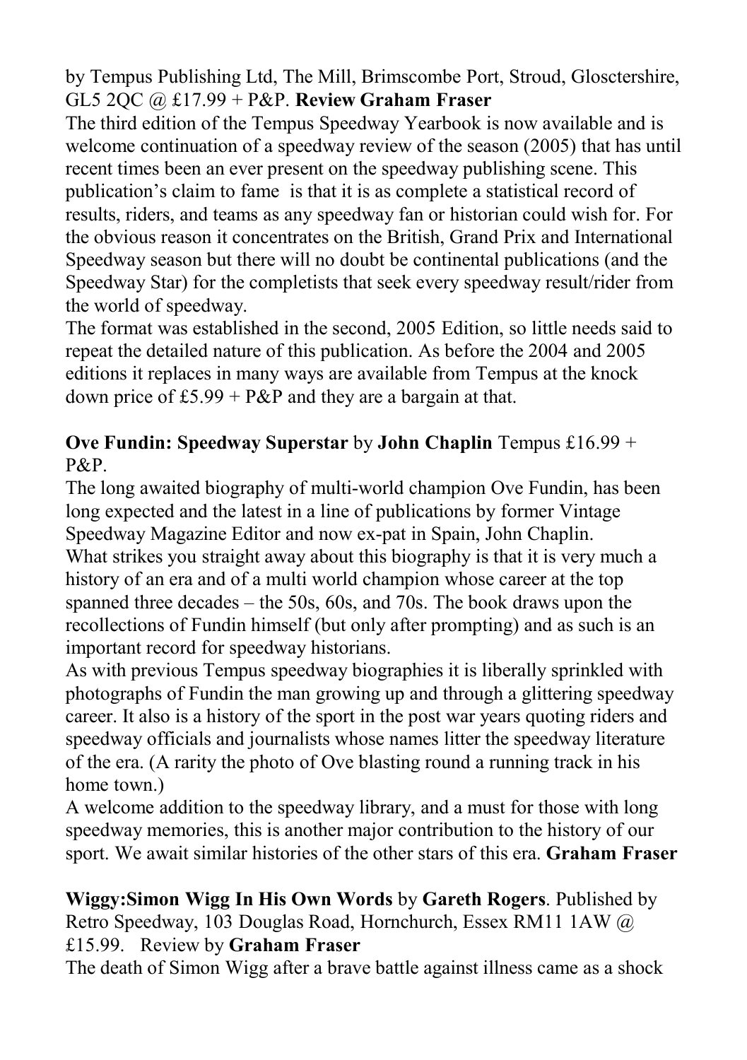by Tempus Publishing Ltd, The Mill, Brimscombe Port, Stroud, Glosctershire, GL5 2QC @ £17.99 + P&P. **Review Graham Fraser**

The third edition of the Tempus Speedway Yearbook is now available and is welcome continuation of a speedway review of the season (2005) that has until recent times been an ever present on the speedway publishing scene. This publication's claim to fame is that it is as complete a statistical record of results, riders, and teams as any speedway fan or historian could wish for. For the obvious reason it concentrates on the British, Grand Prix and International Speedway season but there will no doubt be continental publications (and the Speedway Star) for the completists that seek every speedway result/rider from the world of speedway.

The format was established in the second, 2005 Edition, so little needs said to repeat the detailed nature of this publication. As before the 2004 and 2005 editions it replaces in many ways are available from Tempus at the knock down price of £5.99 + P&P and they are a bargain at that.

**Ove Fundin: Speedway Superstar** by **John Chaplin** Tempus £16.99 + P&P.

The long awaited biography of multi-world champion Ove Fundin, has been long expected and the latest in a line of publications by former Vintage Speedway Magazine Editor and now ex-pat in Spain, John Chaplin.

What strikes you straight away about this biography is that it is very much a history of an era and of a multi world champion whose career at the top spanned three decades – the 50s, 60s, and 70s. The book draws upon the recollections of Fundin himself (but only after prompting) and as such is an important record for speedway historians.

As with previous Tempus speedway biographies it is liberally sprinkled with photographs of Fundin the man growing up and through a glittering speedway career. It also is a history of the sport in the post war years quoting riders and speedway officials and journalists whose names litter the speedway literature of the era. (A rarity the photo of Ove blasting round a running track in his home town.)

A welcome addition to the speedway library, and a must for those with long speedway memories, this is another major contribution to the history of our sport. We await similar histories of the other stars of this era. **Graham Fraser**

**Wiggy:Simon Wigg In His Own Words** by **Gareth Rogers**. Published by Retro Speedway, 103 Douglas Road, Hornchurch, Essex RM11 1AW @ £15.99. Review by **Graham Fraser**

The death of Simon Wigg after a brave battle against illness came as a shock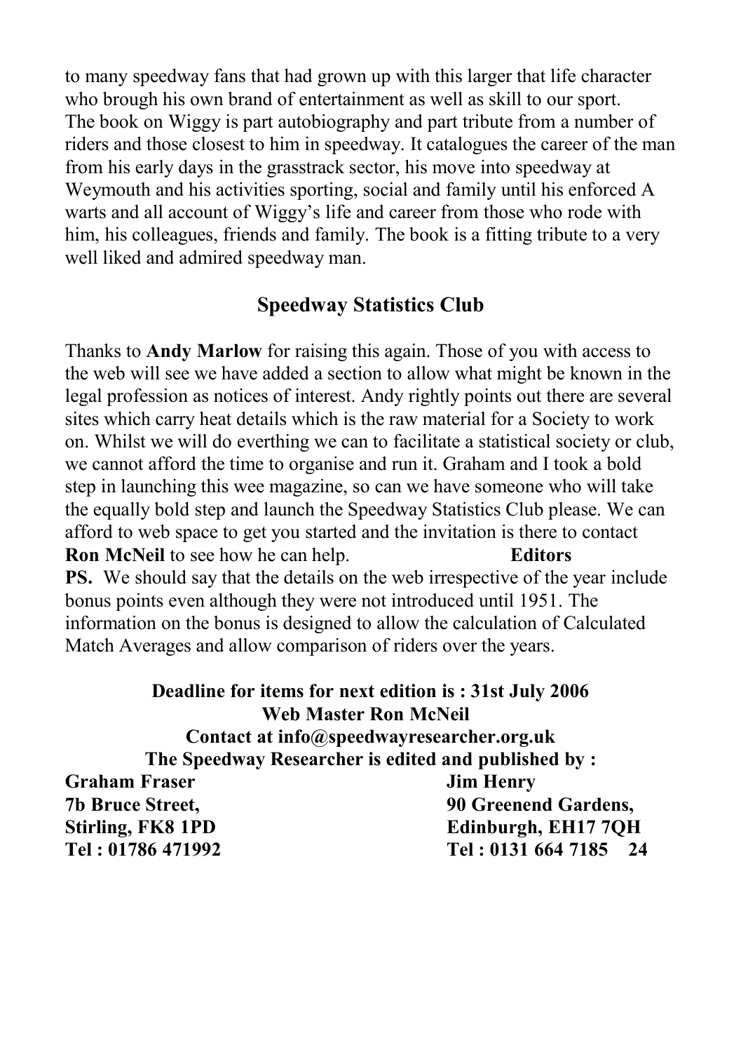to many speedway fans that had grown up with this larger that life character who brough his own brand of entertainment as well as skill to our sport. The book on Wiggy is part autobiography and part tribute from a number of riders and those closest to him in speedway. It catalogues the career of the man from his early days in the grasstrack sector, his move into speedway at Weymouth and his activities sporting, social and family until his enforced A warts and all account of Wiggy's life and career from those who rode with him, his colleagues, friends and family. The book is a fitting tribute to a very well liked and admired speedway man.

## Speedway Statistics Club

Thanks to **Andy Marlow** for raising this again. Those of you with access to the web will see we have added a section to allow what might be known in the legal profession as notices of interest. Andy rightly points out there are several sites which carry heat details which is the raw material for a Society to work on. Whilst we will do everthing we can to facilitate a statistical society or club, we cannot afford the time to organise and run it. Graham and I took a bold step in launching this wee magazine, so can we have someone who will take the equally bold step and launch the Speedway Statistics Club please. We can afford to web space to get you started and the invitation is there to contact **Ron McNeil** to see how he can help. **Editors**

**PS.** We should say that the details on the web irrespective of the year include bonus points even although they were not introduced until 1951. The information on the bonus is designed to allow the calculation of Calculated Match Averages and allow comparison of riders over the years.

**Deadline for items for next edition is : 31st July 2006**

**Web Master Ron McNeil**

**Contact at info@speedwayresearcher.org.uk**

**The Speedway Researcher is edited and published by :**

**Graham Fraser**
**7b Bruce Street,**
**Stirling, FK8 1PD**
**Tel : 01786 471992**

**Jim Henry**
**90 Greenend Gardens,**
**Edinburgh, EH17 7QH**
**Tel : 0131 664 7185**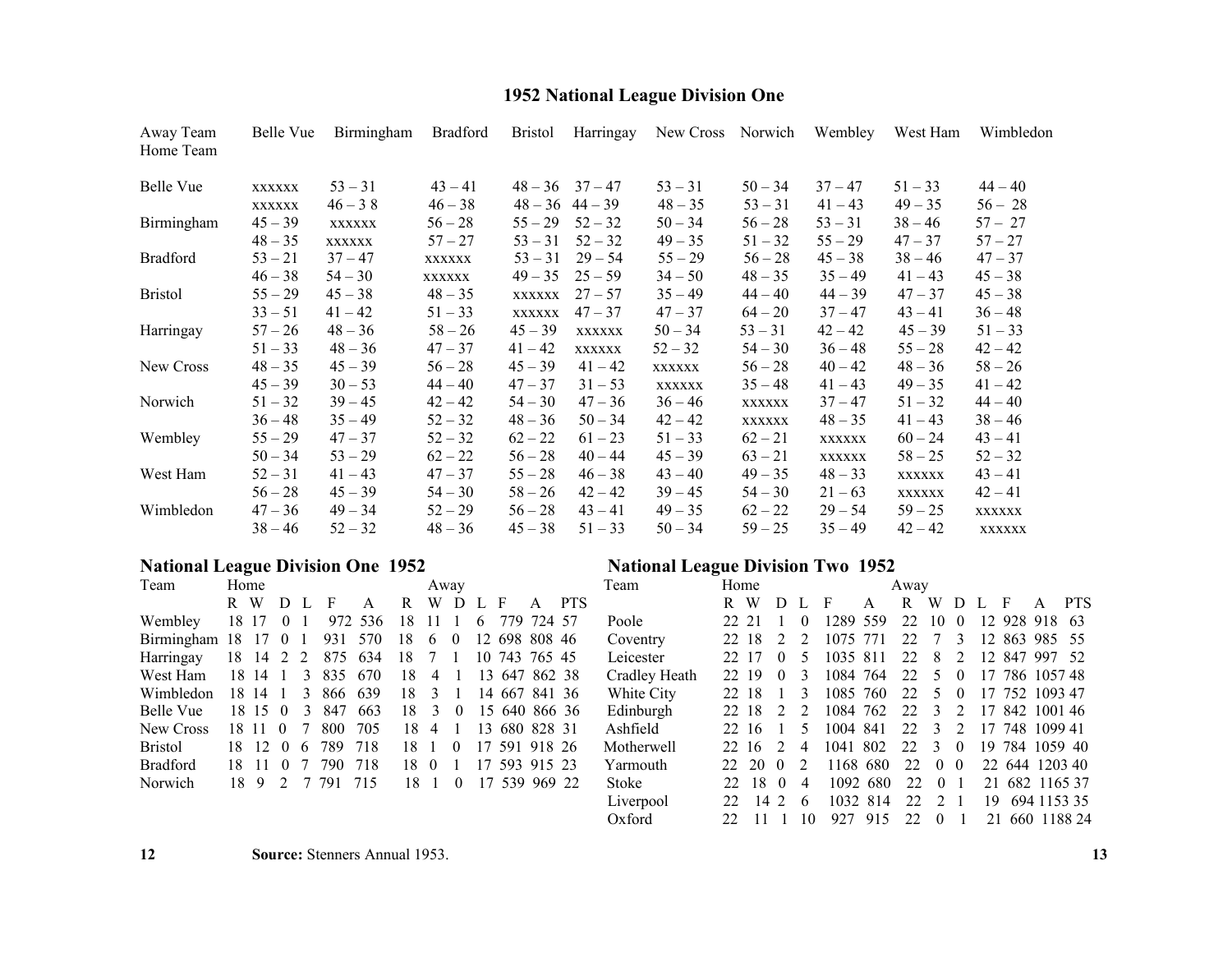## 1952 National League Division One

| Away Team / Home Team | Belle Vue | Birmingham | Bradford | Bristol | Harringay | New Cross | Norwich | Wembley | West Ham | Wimbledon |
|---|---|---|---|---|---|---|---|---|---|---|
| Belle Vue | xxxxxx | 53 – 31 | 43 – 41 | 48 – 36 | 37 – 47 | 53 – 31 | 50 – 34 | 37 – 47 | 51 – 33 | 44 – 40 |
| | xxxxxx | 46 – 3 8 | 46 – 38 | 48 – 36 | 44 – 39 | 48 – 35 | 53 – 31 | 41 – 43 | 49 – 35 | 56 – 28 |
| Birmingham | 45 – 39 | xxxxxx | 56 – 28 | 55 – 29 | 52 – 32 | 50 – 34 | 56 – 28 | 53 – 31 | 38 – 46 | 57 – 27 |
| | 48 – 35 | xxxxxx | 57 – 27 | 53 – 31 | 52 – 32 | 49 – 35 | 51 – 32 | 55 – 29 | 47 – 37 | 57 – 27 |
| Bradford | 53 – 21 | 37 – 47 | xxxxxx | 53 – 31 | 29 – 54 | 55 – 29 | 56 – 28 | 45 – 38 | 38 – 46 | 47 – 37 |
| | 46 – 38 | 54 – 30 | xxxxxx | 49 – 35 | 25 – 59 | 34 – 50 | 48 – 35 | 35 – 49 | 41 – 43 | 45 – 38 |
| Bristol | 55 – 29 | 45 – 38 | 48 – 35 | xxxxxx | 27 – 57 | 35 – 49 | 44 – 40 | 44 – 39 | 47 – 37 | 45 – 38 |
| | 33 – 51 | 41 – 42 | 51 – 33 | xxxxxx | 47 – 37 | 47 – 37 | 64 – 20 | 37 – 47 | 43 – 41 | 36 – 48 |
| Harringay | 57 – 26 | 48 – 36 | 58 – 26 | 45 – 39 | xxxxxx | 50 – 34 | 53 – 31 | 42 – 42 | 45 – 39 | 51 – 33 |
| | 51 – 33 | 48 – 36 | 47 – 37 | 41 – 42 | xxxxxx | 52 – 32 | 54 – 30 | 36 – 48 | 55 – 28 | 42 – 42 |
| New Cross | 48 – 35 | 45 – 39 | 56 – 28 | 45 – 39 | 41 – 42 | xxxxxx | 56 – 28 | 40 – 42 | 48 – 36 | 58 – 26 |
| | 45 – 39 | 30 – 53 | 44 – 40 | 47 – 37 | 31 – 53 | xxxxxx | 35 – 48 | 41 – 43 | 49 – 35 | 41 – 42 |
| Norwich | 51 – 32 | 39 – 45 | 42 – 42 | 54 – 30 | 47 – 36 | 36 – 46 | xxxxxx | 37 – 47 | 51 – 32 | 44 – 40 |
| | 36 – 48 | 35 – 49 | 52 – 32 | 48 – 36 | 50 – 34 | 42 – 42 | xxxxxx | 48 – 35 | 41 – 43 | 38 – 46 |
| Wembley | 55 – 29 | 47 – 37 | 52 – 32 | 62 – 22 | 61 – 23 | 51 – 33 | 62 – 21 | xxxxxx | 60 – 24 | 43 – 41 |
| | 50 – 34 | 53 – 29 | 62 – 22 | 56 – 28 | 40 – 44 | 45 – 39 | 63 – 21 | xxxxxx | 58 – 25 | 52 – 32 |
| West Ham | 52 – 31 | 41 – 43 | 47 – 37 | 55 – 28 | 46 – 38 | 43 – 40 | 49 – 35 | 48 – 33 | xxxxxx | 43 – 41 |
| | 56 – 28 | 45 – 39 | 54 – 30 | 58 – 26 | 42 – 42 | 39 – 45 | 54 – 30 | 21 – 63 | xxxxxx | 42 – 41 |
| Wimbledon | 47 – 36 | 49 – 34 | 52 – 29 | 56 – 28 | 43 – 41 | 49 – 35 | 62 – 22 | 29 – 54 | 59 – 25 | xxxxxx |
| | 38 – 46 | 52 – 32 | 48 – 36 | 45 – 38 | 51 – 33 | 50 – 34 | 59 – 25 | 35 – 49 | 42 – 42 | xxxxxx |

## National League Division One 1952

| Team | Home | | | | | | Away | | | | | | |
|---|---|---|---|---|---|---|---|---|---|---|---|---|---|
| | R | W | D | L | F | A | R | W | D | L | F | A | PTS |
| Wembley | 18 | 17 | 0 | 1 | 972 | 536 | 18 | 11 | 1 | 6 | 779 | 724 | 57 |
| Birmingham | 18 | 17 | 0 | 1 | 931 | 570 | 18 | 6 | 0 | 12 | 698 | 808 | 46 |
| Harringay | 18 | 14 | 2 | 2 | 875 | 634 | 18 | 7 | 1 | 10 | 743 | 765 | 45 |
| West Ham | 18 | 14 | 1 | 3 | 835 | 670 | 18 | 4 | 1 | 13 | 647 | 862 | 38 |
| Wimbledon | 18 | 14 | 1 | 3 | 866 | 639 | 18 | 3 | 1 | 14 | 667 | 841 | 36 |
| Belle Vue | 18 | 15 | 0 | 3 | 847 | 663 | 18 | 3 | 0 | 15 | 640 | 866 | 36 |
| New Cross | 18 | 11 | 0 | 7 | 800 | 705 | 18 | 4 | 1 | 13 | 680 | 828 | 31 |
| Bristol | 18 | 12 | 0 | 6 | 789 | 718 | 18 | 1 | 0 | 17 | 591 | 918 | 26 |
| Bradford | 18 | 11 | 0 | 7 | 790 | 718 | 18 | 0 | 1 | 17 | 593 | 915 | 23 |
| Norwich | 18 | 9 | 2 | 7 | 791 | 715 | 18 | 1 | 0 | 17 | 539 | 969 | 22 |

## National League Division Two 1952

| Team | Home | | | | | | Away | | | | | | |
|---|---|---|---|---|---|---|---|---|---|---|---|---|---|
| | R | W | D | L | F | A | R | W | D | L | F | A | PTS |
| Poole | 22 | 21 | 1 | 0 | 1289 | 559 | 22 | 10 | 0 | 12 | 928 | 918 | 63 |
| Coventry | 22 | 18 | 2 | 2 | 1075 | 771 | 22 | 7 | 3 | 12 | 863 | 985 | 55 |
| Leicester | 22 | 17 | 0 | 5 | 1035 | 811 | 22 | 8 | 2 | 12 | 847 | 997 | 52 |
| Cradley Heath | 22 | 19 | 0 | 3 | 1084 | 764 | 22 | 5 | 0 | 17 | 786 | 1057 | 48 |
| White City | 22 | 18 | 1 | 3 | 1085 | 760 | 22 | 5 | 0 | 17 | 752 | 1093 | 47 |
| Edinburgh | 22 | 18 | 2 | 2 | 1084 | 762 | 22 | 3 | 2 | 17 | 842 | 1001 | 46 |
| Ashfield | 22 | 16 | 1 | 5 | 1004 | 841 | 22 | 3 | 2 | 17 | 748 | 1099 | 41 |
| Motherwell | 22 | 16 | 2 | 4 | 1041 | 802 | 22 | 3 | 0 | 19 | 784 | 1059 | 40 |
| Yarmouth | 22 | 20 | 0 | 2 | 1168 | 680 | 22 | 0 | 0 | 22 | 644 | 1203 | 40 |
| Stoke | 22 | 18 | 0 | 4 | 1092 | 680 | 22 | 0 | 1 | 21 | 682 | 1165 | 37 |
| Liverpool | 22 | 14 | 2 | 6 | 1032 | 814 | 22 | 2 | 1 | 19 | 694 | 1153 | 35 |
| Oxford | 22 | 11 | 1 | 10 | 927 | 915 | 22 | 0 | 1 | 21 | 660 | 1188 | 24 |

**Source:** Stenners Annual 1953.